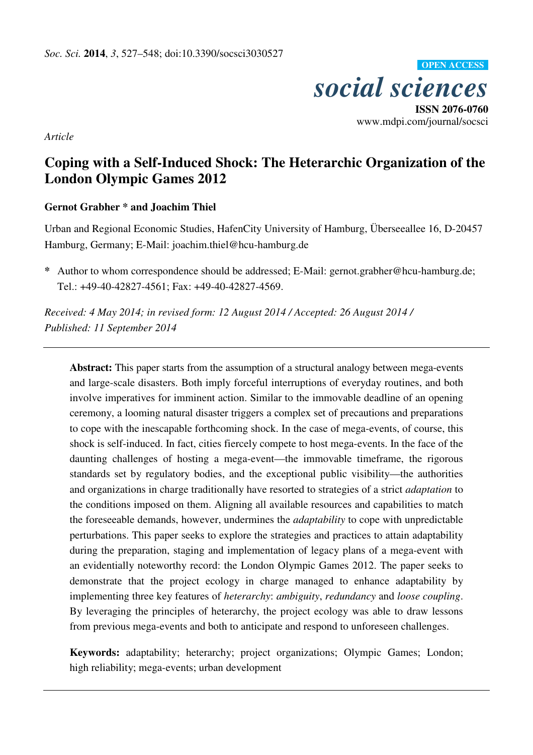*Article*

# Coping with a Self-Induced Shock: The Heterarchic Organization of the London Olympic Games 2012

**Gernot Grabher * and Joachim Thiel**

Urban and Regional Economic Studies, HafenCity University of Hamburg, Überseeallee 16, D-20457 Hamburg, Germany; E-Mail: joachim.thiel@hcu-hamburg.de

\* Author to whom correspondence should be addressed; E-Mail: gernot.grabher@hcu-hamburg.de; Tel.: +49-40-42827-4561; Fax: +49-40-42827-4569.

*Received: 4 May 2014; in revised form: 12 August 2014 / Accepted: 26 August 2014 / Published: 11 September 2014*

---

**Abstract:** This paper starts from the assumption of a structural analogy between mega-events and large-scale disasters. Both imply forceful interruptions of everyday routines, and both involve imperatives for imminent action. Similar to the immovable deadline of an opening ceremony, a looming natural disaster triggers a complex set of precautions and preparations to cope with the inescapable forthcoming shock. In the case of mega-events, of course, this shock is self-induced. In fact, cities fiercely compete to host mega-events. In the face of the daunting challenges of hosting a mega-event—the immovable timeframe, the rigorous standards set by regulatory bodies, and the exceptional public visibility—the authorities and organizations in charge traditionally have resorted to strategies of a strict *adaptation* to the conditions imposed on them. Aligning all available resources and capabilities to match the foreseeable demands, however, undermines the *adaptability* to cope with unpredictable perturbations. This paper seeks to explore the strategies and practices to attain adaptability during the preparation, staging and implementation of legacy plans of a mega-event with an evidentially noteworthy record: the London Olympic Games 2012. The paper seeks to demonstrate that the project ecology in charge managed to enhance adaptability by implementing three key features of *heterarchy*: *ambiguity*, *redundancy* and *loose coupling*. By leveraging the principles of heterarchy, the project ecology was able to draw lessons from previous mega-events and both to anticipate and respond to unforeseen challenges.

**Keywords:** adaptability; heterarchy; project organizations; Olympic Games; London; high reliability; mega-events; urban development

---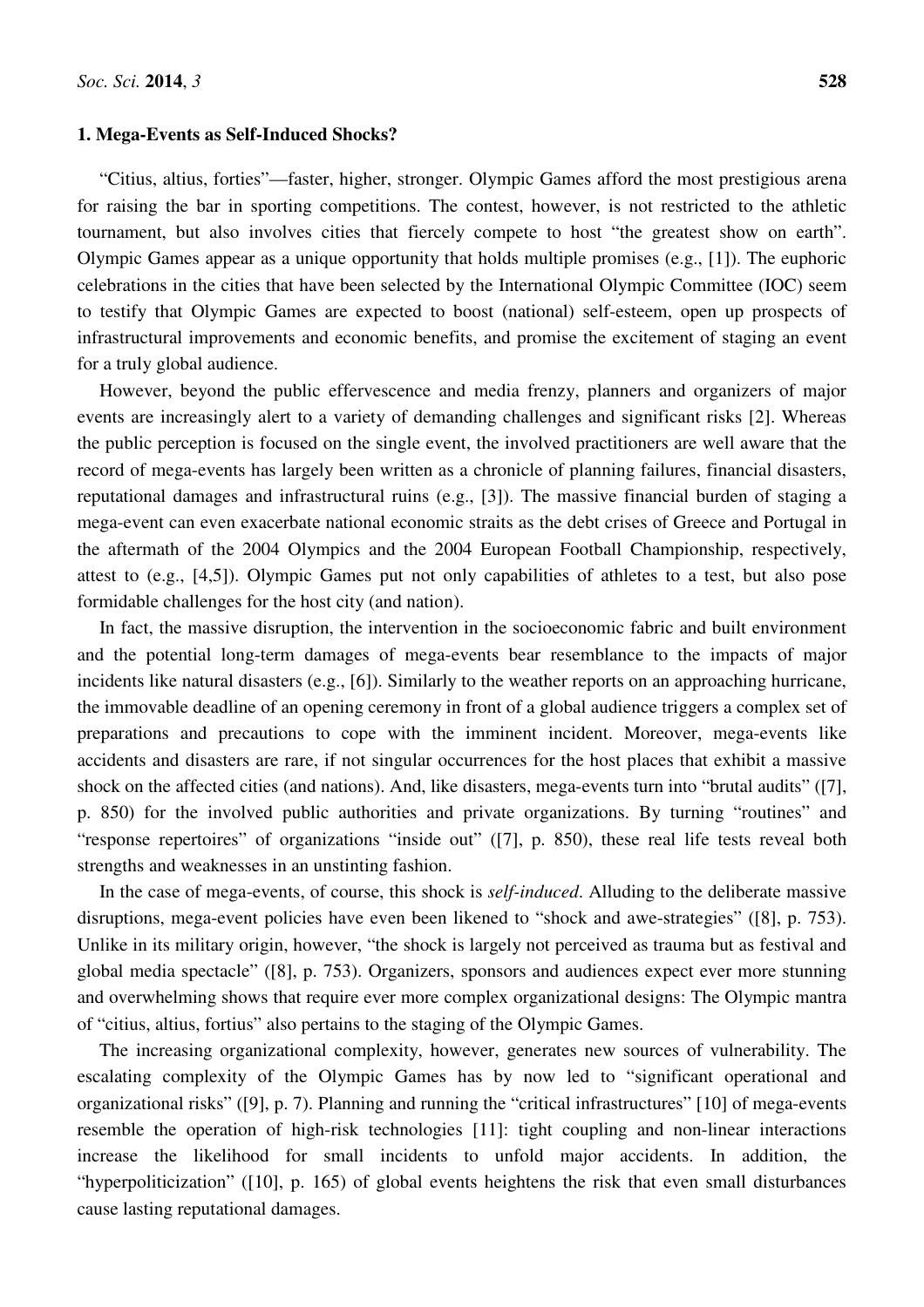## 1. Mega-Events as Self-Induced Shocks?

"Citius, altius, forties"—faster, higher, stronger. Olympic Games afford the most prestigious arena for raising the bar in sporting competitions. The contest, however, is not restricted to the athletic tournament, but also involves cities that fiercely compete to host "the greatest show on earth". Olympic Games appear as a unique opportunity that holds multiple promises (e.g., [1]). The euphoric celebrations in the cities that have been selected by the International Olympic Committee (IOC) seem to testify that Olympic Games are expected to boost (national) self-esteem, open up prospects of infrastructural improvements and economic benefits, and promise the excitement of staging an event for a truly global audience.

However, beyond the public effervescence and media frenzy, planners and organizers of major events are increasingly alert to a variety of demanding challenges and significant risks [2]. Whereas the public perception is focused on the single event, the involved practitioners are well aware that the record of mega-events has largely been written as a chronicle of planning failures, financial disasters, reputational damages and infrastructural ruins (e.g., [3]). The massive financial burden of staging a mega-event can even exacerbate national economic straits as the debt crises of Greece and Portugal in the aftermath of the 2004 Olympics and the 2004 European Football Championship, respectively, attest to (e.g., [4,5]). Olympic Games put not only capabilities of athletes to a test, but also pose formidable challenges for the host city (and nation).

In fact, the massive disruption, the intervention in the socioeconomic fabric and built environment and the potential long-term damages of mega-events bear resemblance to the impacts of major incidents like natural disasters (e.g., [6]). Similarly to the weather reports on an approaching hurricane, the immovable deadline of an opening ceremony in front of a global audience triggers a complex set of preparations and precautions to cope with the imminent incident. Moreover, mega-events like accidents and disasters are rare, if not singular occurrences for the host places that exhibit a massive shock on the affected cities (and nations). And, like disasters, mega-events turn into "brutal audits" ([7], p. 850) for the involved public authorities and private organizations. By turning "routines" and "response repertoires" of organizations "inside out" ([7], p. 850), these real life tests reveal both strengths and weaknesses in an unstinting fashion.

In the case of mega-events, of course, this shock is *self-induced*. Alluding to the deliberate massive disruptions, mega-event policies have even been likened to "shock and awe-strategies" ([8], p. 753). Unlike in its military origin, however, "the shock is largely not perceived as trauma but as festival and global media spectacle" ([8], p. 753). Organizers, sponsors and audiences expect ever more stunning and overwhelming shows that require ever more complex organizational designs: The Olympic mantra of "citius, altius, fortius" also pertains to the staging of the Olympic Games.

The increasing organizational complexity, however, generates new sources of vulnerability. The escalating complexity of the Olympic Games has by now led to "significant operational and organizational risks" ([9], p. 7). Planning and running the "critical infrastructures" [10] of mega-events resemble the operation of high-risk technologies [11]: tight coupling and non-linear interactions increase the likelihood for small incidents to unfold major accidents. In addition, the "hyperpoliticization" ([10], p. 165) of global events heightens the risk that even small disturbances cause lasting reputational damages.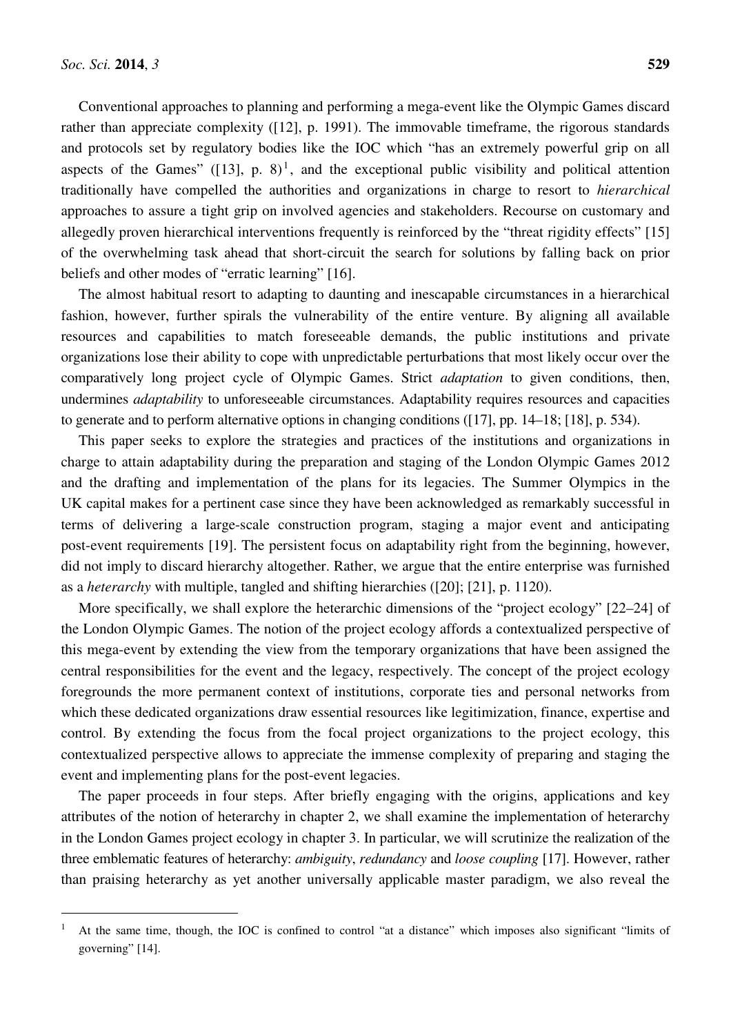Conventional approaches to planning and performing a mega-event like the Olympic Games discard rather than appreciate complexity ([12], p. 1991). The immovable timeframe, the rigorous standards and protocols set by regulatory bodies like the IOC which "has an extremely powerful grip on all aspects of the Games" ([13], p. 8) [1], and the exceptional public visibility and political attention traditionally have compelled the authorities and organizations in charge to resort to *hierarchical* approaches to assure a tight grip on involved agencies and stakeholders. Recourse on customary and allegedly proven hierarchical interventions frequently is reinforced by the "threat rigidity effects" [15] of the overwhelming task ahead that short-circuit the search for solutions by falling back on prior beliefs and other modes of "erratic learning" [16].

The almost habitual resort to adapting to daunting and inescapable circumstances in a hierarchical fashion, however, further spirals the vulnerability of the entire venture. By aligning all available resources and capabilities to match foreseeable demands, the public institutions and private organizations lose their ability to cope with unpredictable perturbations that most likely occur over the comparatively long project cycle of Olympic Games. Strict *adaptation* to given conditions, then, undermines *adaptability* to unforeseeable circumstances. Adaptability requires resources and capacities to generate and to perform alternative options in changing conditions ([17], pp. 14–18; [18], p. 534).

This paper seeks to explore the strategies and practices of the institutions and organizations in charge to attain adaptability during the preparation and staging of the London Olympic Games 2012 and the drafting and implementation of the plans for its legacies. The Summer Olympics in the UK capital makes for a pertinent case since they have been acknowledged as remarkably successful in terms of delivering a large-scale construction program, staging a major event and anticipating post-event requirements [19]. The persistent focus on adaptability right from the beginning, however, did not imply to discard hierarchy altogether. Rather, we argue that the entire enterprise was furnished as a *heterarchy* with multiple, tangled and shifting hierarchies ([20]; [21], p. 1120).

More specifically, we shall explore the heterarchic dimensions of the "project ecology" [22–24] of the London Olympic Games. The notion of the project ecology affords a contextualized perspective of this mega-event by extending the view from the temporary organizations that have been assigned the central responsibilities for the event and the legacy, respectively. The concept of the project ecology foregrounds the more permanent context of institutions, corporate ties and personal networks from which these dedicated organizations draw essential resources like legitimization, finance, expertise and control. By extending the focus from the focal project organizations to the project ecology, this contextualized perspective allows to appreciate the immense complexity of preparing and staging the event and implementing plans for the post-event legacies.

The paper proceeds in four steps. After briefly engaging with the origins, applications and key attributes of the notion of heterarchy in chapter 2, we shall examine the implementation of heterarchy in the London Games project ecology in chapter 3. In particular, we will scrutinize the realization of the three emblematic features of heterarchy: *ambiguity*, *redundancy* and *loose coupling* [17]. However, rather than praising heterarchy as yet another universally applicable master paradigm, we also reveal the

---

[1] At the same time, though, the IOC is confined to control "at a distance" which imposes also significant "limits of governing" [14].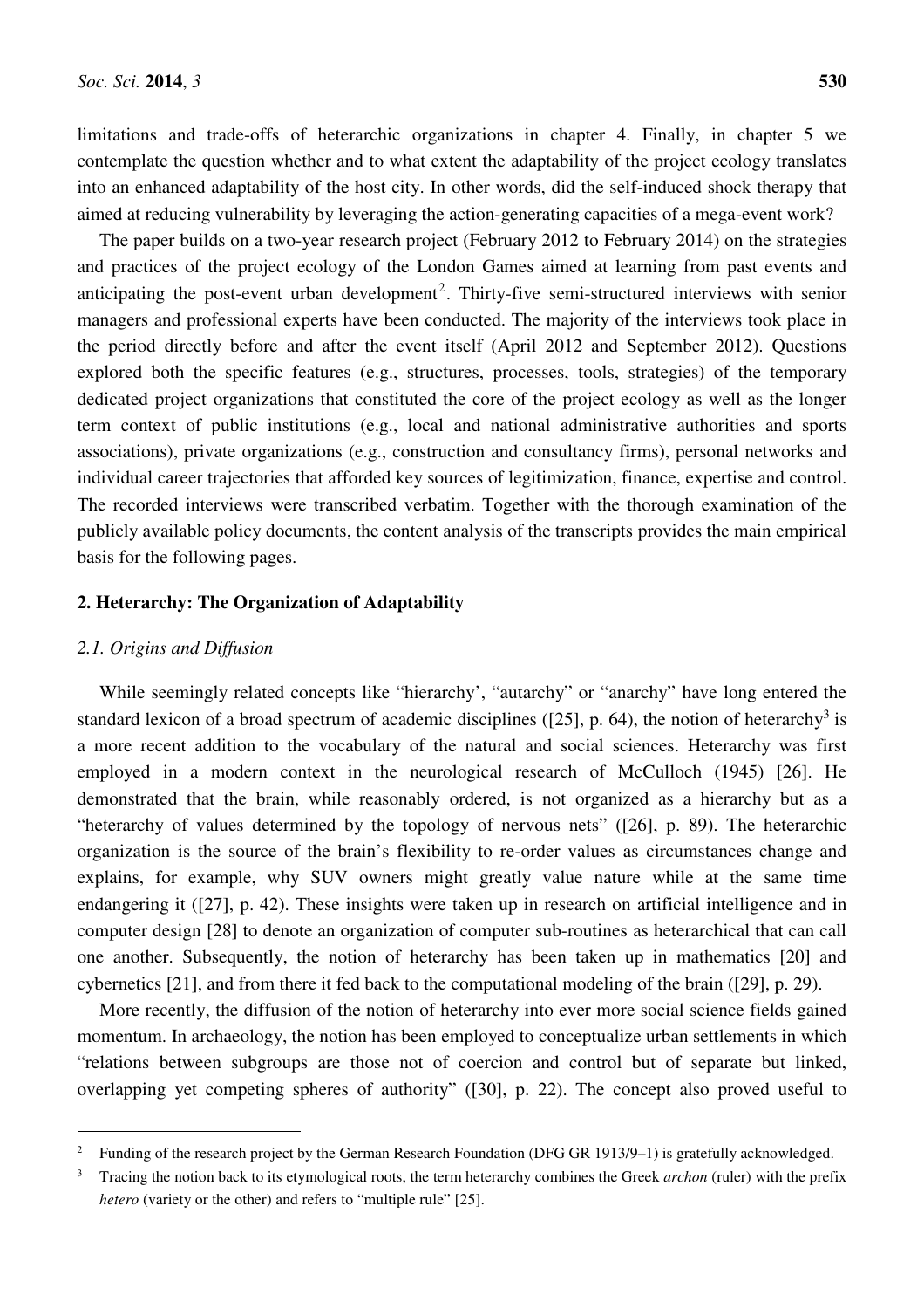limitations and trade-offs of heterarchic organizations in chapter 4. Finally, in chapter 5 we contemplate the question whether and to what extent the adaptability of the project ecology translates into an enhanced adaptability of the host city. In other words, did the self-induced shock therapy that aimed at reducing vulnerability by leveraging the action-generating capacities of a mega-event work?

The paper builds on a two-year research project (February 2012 to February 2014) on the strategies and practices of the project ecology of the London Games aimed at learning from past events and anticipating the post-event urban development[2]. Thirty-five semi-structured interviews with senior managers and professional experts have been conducted. The majority of the interviews took place in the period directly before and after the event itself (April 2012 and September 2012). Questions explored both the specific features (e.g., structures, processes, tools, strategies) of the temporary dedicated project organizations that constituted the core of the project ecology as well as the longer term context of public institutions (e.g., local and national administrative authorities and sports associations), private organizations (e.g., construction and consultancy firms), personal networks and individual career trajectories that afforded key sources of legitimization, finance, expertise and control. The recorded interviews were transcribed verbatim. Together with the thorough examination of the publicly available policy documents, the content analysis of the transcripts provides the main empirical basis for the following pages.

## 2. Heterarchy: The Organization of Adaptability

### 2.1. Origins and Diffusion

While seemingly related concepts like "hierarchy', "autarchy" or "anarchy" have long entered the standard lexicon of a broad spectrum of academic disciplines ([25], p. 64), the notion of heterarchy[3] is a more recent addition to the vocabulary of the natural and social sciences. Heterarchy was first employed in a modern context in the neurological research of McCulloch (1945) [26]. He demonstrated that the brain, while reasonably ordered, is not organized as a hierarchy but as a "heterarchy of values determined by the topology of nervous nets" ([26], p. 89). The heterarchic organization is the source of the brain's flexibility to re-order values as circumstances change and explains, for example, why SUV owners might greatly value nature while at the same time endangering it ([27], p. 42). These insights were taken up in research on artificial intelligence and in computer design [28] to denote an organization of computer sub-routines as heterarchical that can call one another. Subsequently, the notion of heterarchy has been taken up in mathematics [20] and cybernetics [21], and from there it fed back to the computational modeling of the brain ([29], p. 29).

More recently, the diffusion of the notion of heterarchy into ever more social science fields gained momentum. In archaeology, the notion has been employed to conceptualize urban settlements in which "relations between subgroups are those not of coercion and control but of separate but linked, overlapping yet competing spheres of authority" ([30], p. 22). The concept also proved useful to

---

[2] Funding of the research project by the German Research Foundation (DFG GR 1913/9–1) is gratefully acknowledged.

[3] Tracing the notion back to its etymological roots, the term heterarchy combines the Greek *archon* (ruler) with the prefix *hetero* (variety or the other) and refers to "multiple rule" [25].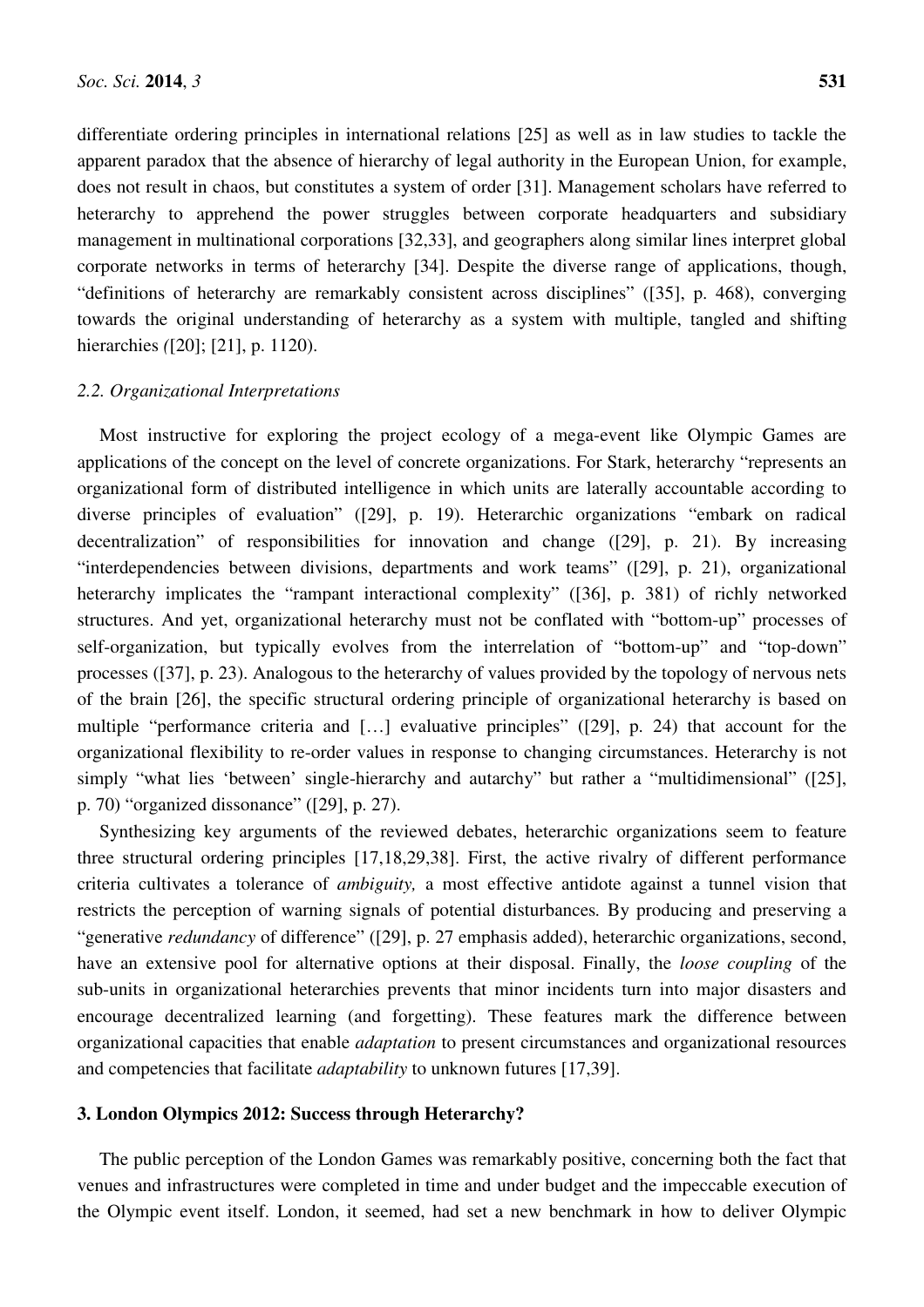differentiate ordering principles in international relations [25] as well as in law studies to tackle the apparent paradox that the absence of hierarchy of legal authority in the European Union, for example, does not result in chaos, but constitutes a system of order [31]. Management scholars have referred to heterarchy to apprehend the power struggles between corporate headquarters and subsidiary management in multinational corporations [32,33], and geographers along similar lines interpret global corporate networks in terms of heterarchy [34]. Despite the diverse range of applications, though, "definitions of heterarchy are remarkably consistent across disciplines" ([35], p. 468), converging towards the original understanding of heterarchy as a system with multiple, tangled and shifting hierarchies ([20]; [21], p. 1120).

### 2.2. Organizational Interpretations

Most instructive for exploring the project ecology of a mega-event like Olympic Games are applications of the concept on the level of concrete organizations. For Stark, heterarchy "represents an organizational form of distributed intelligence in which units are laterally accountable according to diverse principles of evaluation" ([29], p. 19). Heterarchic organizations "embark on radical decentralization" of responsibilities for innovation and change ([29], p. 21). By increasing "interdependencies between divisions, departments and work teams" ([29], p. 21), organizational heterarchy implicates the "rampant interactional complexity" ([36], p. 381) of richly networked structures. And yet, organizational heterarchy must not be conflated with "bottom-up" processes of self-organization, but typically evolves from the interrelation of "bottom-up" and "top-down" processes ([37], p. 23). Analogous to the heterarchy of values provided by the topology of nervous nets of the brain [26], the specific structural ordering principle of organizational heterarchy is based on multiple "performance criteria and […] evaluative principles" ([29], p. 24) that account for the organizational flexibility to re-order values in response to changing circumstances. Heterarchy is not simply "what lies 'between' single-hierarchy and autarchy" but rather a "multidimensional" ([25], p. 70) "organized dissonance" ([29], p. 27).

Synthesizing key arguments of the reviewed debates, heterarchic organizations seem to feature three structural ordering principles [17,18,29,38]. First, the active rivalry of different performance criteria cultivates a tolerance of *ambiguity,* a most effective antidote against a tunnel vision that restricts the perception of warning signals of potential disturbances. By producing and preserving a "generative *redundancy* of difference" ([29], p. 27 emphasis added), heterarchic organizations, second, have an extensive pool for alternative options at their disposal. Finally, the *loose coupling* of the sub-units in organizational heterarchies prevents that minor incidents turn into major disasters and encourage decentralized learning (and forgetting). These features mark the difference between organizational capacities that enable *adaptation* to present circumstances and organizational resources and competencies that facilitate *adaptability* to unknown futures [17,39].

## 3. London Olympics 2012: Success through Heterarchy?

The public perception of the London Games was remarkably positive, concerning both the fact that venues and infrastructures were completed in time and under budget and the impeccable execution of the Olympic event itself. London, it seemed, had set a new benchmark in how to deliver Olympic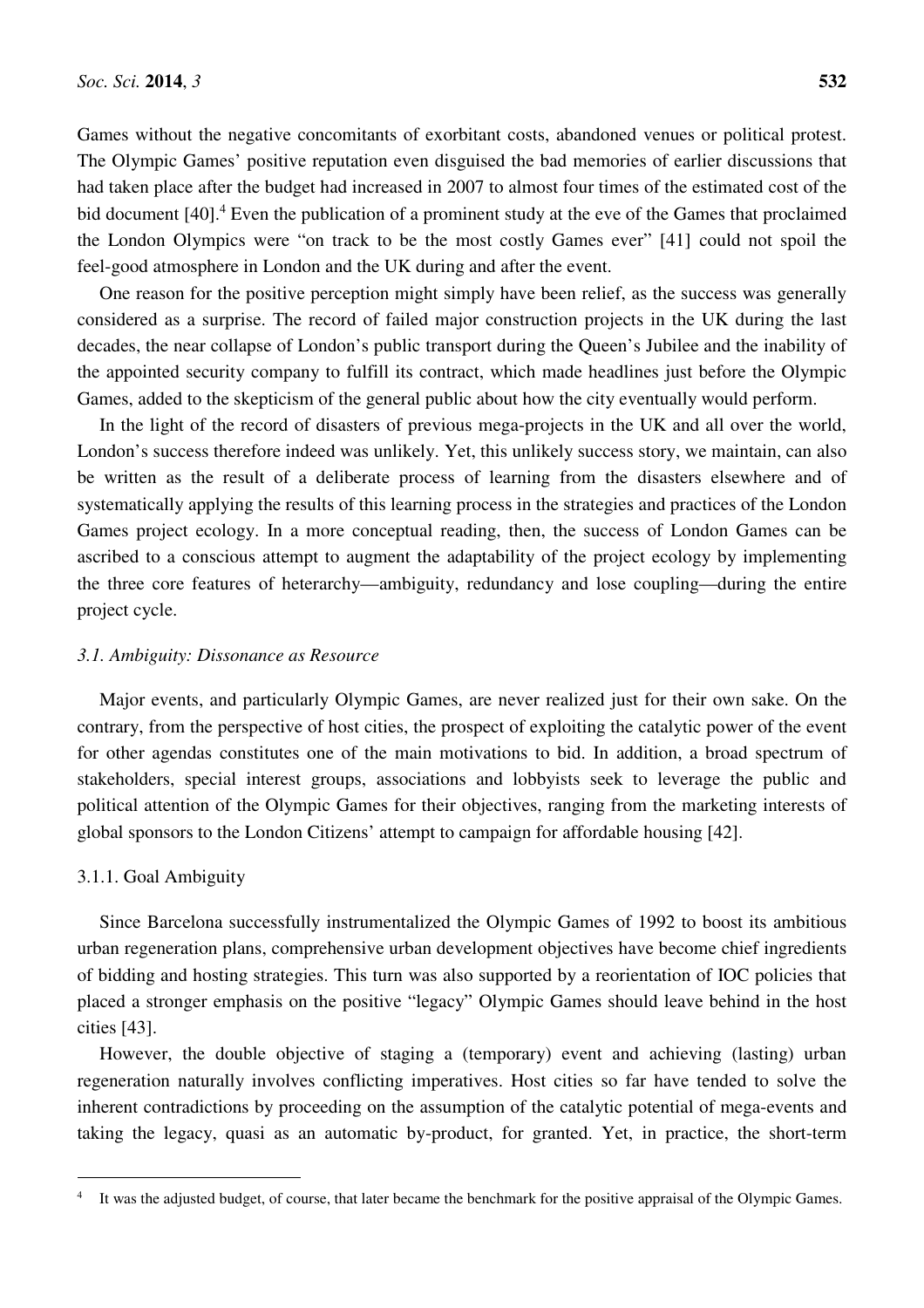Games without the negative concomitants of exorbitant costs, abandoned venues or political protest. The Olympic Games' positive reputation even disguised the bad memories of earlier discussions that had taken place after the budget had increased in 2007 to almost four times of the estimated cost of the bid document [40].[4] Even the publication of a prominent study at the eve of the Games that proclaimed the London Olympics were "on track to be the most costly Games ever" [41] could not spoil the feel-good atmosphere in London and the UK during and after the event.

One reason for the positive perception might simply have been relief, as the success was generally considered as a surprise. The record of failed major construction projects in the UK during the last decades, the near collapse of London's public transport during the Queen's Jubilee and the inability of the appointed security company to fulfill its contract, which made headlines just before the Olympic Games, added to the skepticism of the general public about how the city eventually would perform.

In the light of the record of disasters of previous mega-projects in the UK and all over the world, London's success therefore indeed was unlikely. Yet, this unlikely success story, we maintain, can also be written as the result of a deliberate process of learning from the disasters elsewhere and of systematically applying the results of this learning process in the strategies and practices of the London Games project ecology. In a more conceptual reading, then, the success of London Games can be ascribed to a conscious attempt to augment the adaptability of the project ecology by implementing the three core features of heterarchy—ambiguity, redundancy and lose coupling—during the entire project cycle.

### *3.1. Ambiguity: Dissonance as Resource*

Major events, and particularly Olympic Games, are never realized just for their own sake. On the contrary, from the perspective of host cities, the prospect of exploiting the catalytic power of the event for other agendas constitutes one of the main motivations to bid. In addition, a broad spectrum of stakeholders, special interest groups, associations and lobbyists seek to leverage the public and political attention of the Olympic Games for their objectives, ranging from the marketing interests of global sponsors to the London Citizens' attempt to campaign for affordable housing [42].

#### 3.1.1. Goal Ambiguity

Since Barcelona successfully instrumentalized the Olympic Games of 1992 to boost its ambitious urban regeneration plans, comprehensive urban development objectives have become chief ingredients of bidding and hosting strategies. This turn was also supported by a reorientation of IOC policies that placed a stronger emphasis on the positive "legacy" Olympic Games should leave behind in the host cities [43].

However, the double objective of staging a (temporary) event and achieving (lasting) urban regeneration naturally involves conflicting imperatives. Host cities so far have tended to solve the inherent contradictions by proceeding on the assumption of the catalytic potential of mega-events and taking the legacy, quasi as an automatic by-product, for granted. Yet, in practice, the short-term

---

[4] It was the adjusted budget, of course, that later became the benchmark for the positive appraisal of the Olympic Games.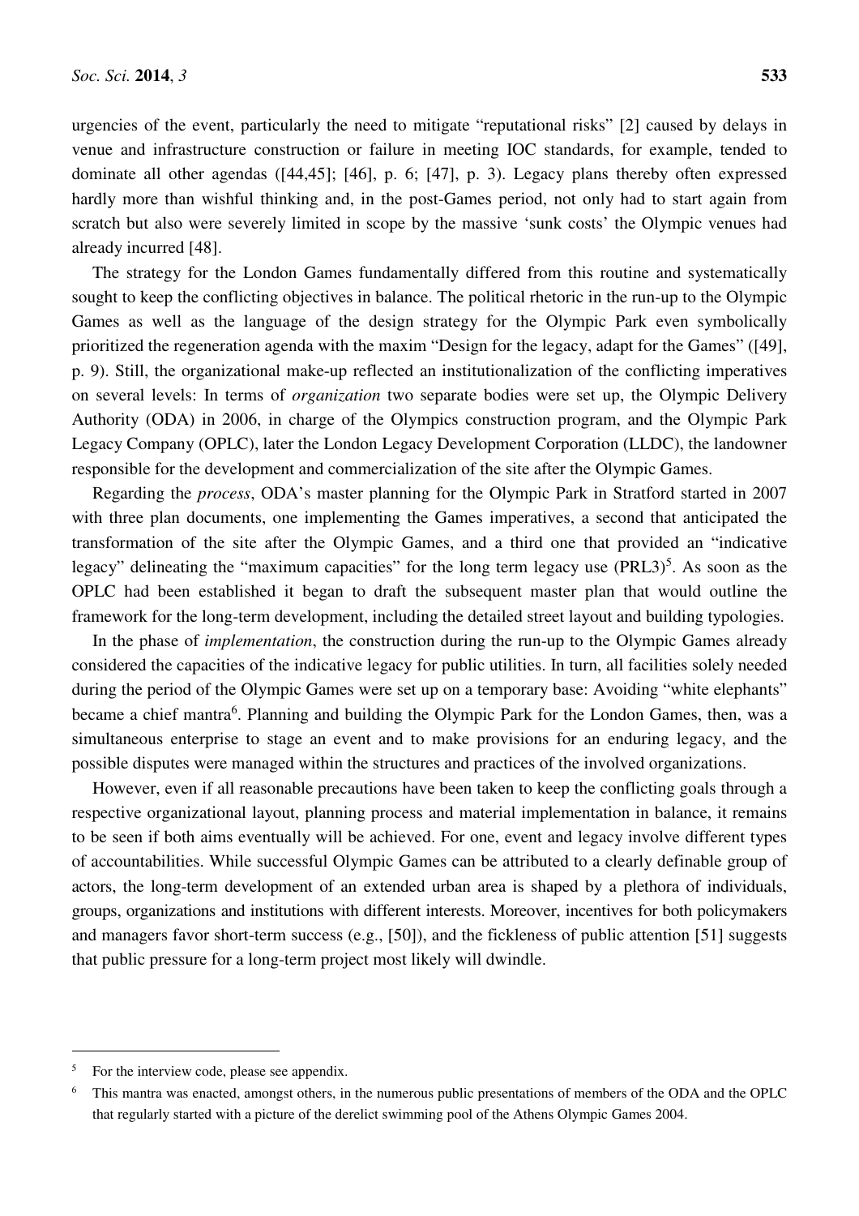urgencies of the event, particularly the need to mitigate "reputational risks" [2] caused by delays in venue and infrastructure construction or failure in meeting IOC standards, for example, tended to dominate all other agendas ([44,45]; [46], p. 6; [47], p. 3). Legacy plans thereby often expressed hardly more than wishful thinking and, in the post-Games period, not only had to start again from scratch but also were severely limited in scope by the massive 'sunk costs' the Olympic venues had already incurred [48].

The strategy for the London Games fundamentally differed from this routine and systematically sought to keep the conflicting objectives in balance. The political rhetoric in the run-up to the Olympic Games as well as the language of the design strategy for the Olympic Park even symbolically prioritized the regeneration agenda with the maxim "Design for the legacy, adapt for the Games" ([49], p. 9). Still, the organizational make-up reflected an institutionalization of the conflicting imperatives on several levels: In terms of *organization* two separate bodies were set up, the Olympic Delivery Authority (ODA) in 2006, in charge of the Olympics construction program, and the Olympic Park Legacy Company (OPLC), later the London Legacy Development Corporation (LLDC), the landowner responsible for the development and commercialization of the site after the Olympic Games.

Regarding the *process*, ODA's master planning for the Olympic Park in Stratford started in 2007 with three plan documents, one implementing the Games imperatives, a second that anticipated the transformation of the site after the Olympic Games, and a third one that provided an "indicative legacy" delineating the "maximum capacities" for the long term legacy use (PRL3)[5]. As soon as the OPLC had been established it began to draft the subsequent master plan that would outline the framework for the long-term development, including the detailed street layout and building typologies.

In the phase of *implementation*, the construction during the run-up to the Olympic Games already considered the capacities of the indicative legacy for public utilities. In turn, all facilities solely needed during the period of the Olympic Games were set up on a temporary base: Avoiding "white elephants" became a chief mantra[6]. Planning and building the Olympic Park for the London Games, then, was a simultaneous enterprise to stage an event and to make provisions for an enduring legacy, and the possible disputes were managed within the structures and practices of the involved organizations.

However, even if all reasonable precautions have been taken to keep the conflicting goals through a respective organizational layout, planning process and material implementation in balance, it remains to be seen if both aims eventually will be achieved. For one, event and legacy involve different types of accountabilities. While successful Olympic Games can be attributed to a clearly definable group of actors, the long-term development of an extended urban area is shaped by a plethora of individuals, groups, organizations and institutions with different interests. Moreover, incentives for both policymakers and managers favor short-term success (e.g., [50]), and the fickleness of public attention [51] suggests that public pressure for a long-term project most likely will dwindle.

---

[5] For the interview code, please see appendix.

[6] This mantra was enacted, amongst others, in the numerous public presentations of members of the ODA and the OPLC that regularly started with a picture of the derelict swimming pool of the Athens Olympic Games 2004.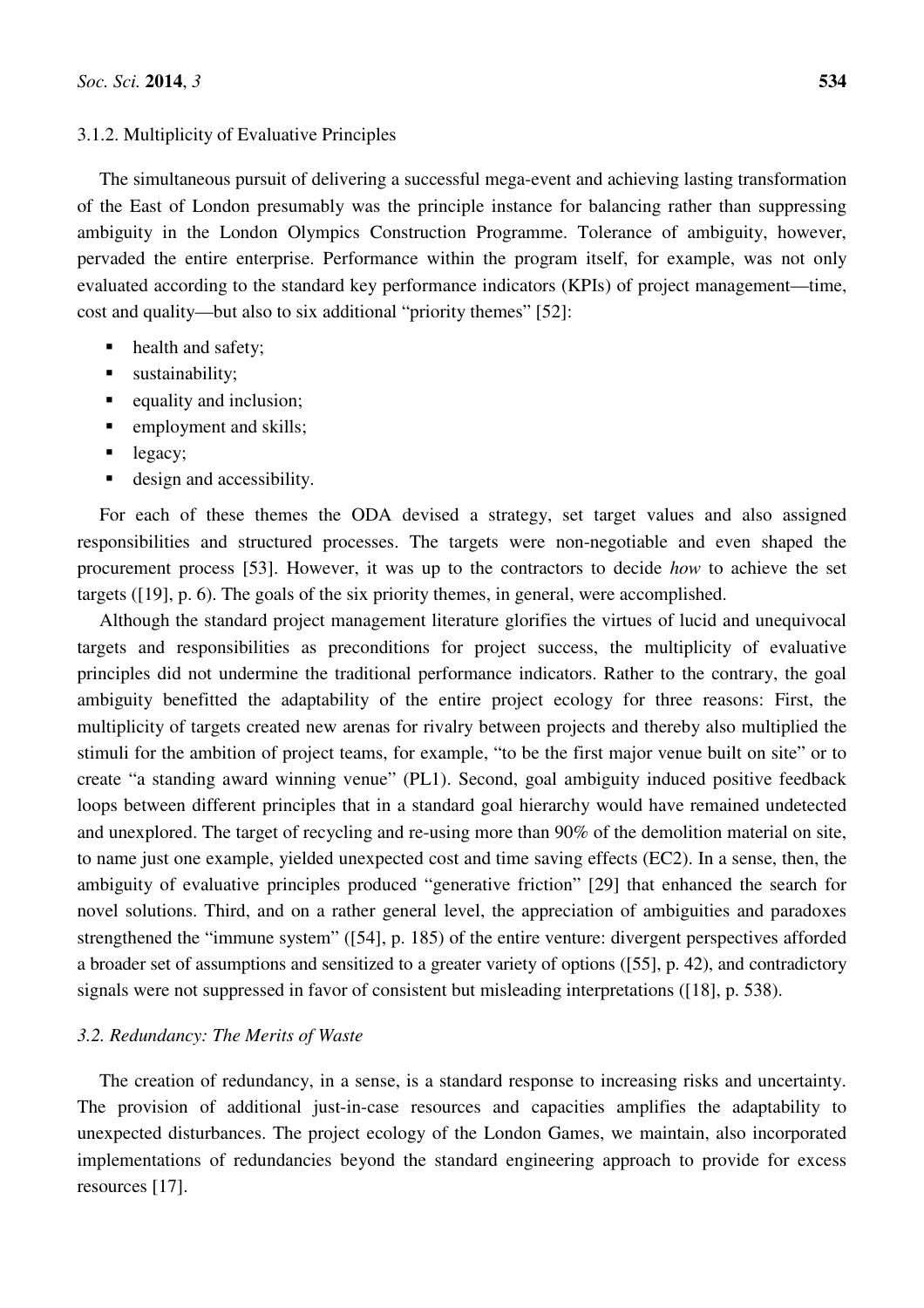#### 3.1.2. Multiplicity of Evaluative Principles

The simultaneous pursuit of delivering a successful mega-event and achieving lasting transformation of the East of London presumably was the principle instance for balancing rather than suppressing ambiguity in the London Olympics Construction Programme. Tolerance of ambiguity, however, pervaded the entire enterprise. Performance within the program itself, for example, was not only evaluated according to the standard key performance indicators (KPIs) of project management—time, cost and quality—but also to six additional "priority themes" [52]:

- health and safety;
- sustainability;
- equality and inclusion;
- employment and skills;
- legacy;
- design and accessibility.

For each of these themes the ODA devised a strategy, set target values and also assigned responsibilities and structured processes. The targets were non-negotiable and even shaped the procurement process [53]. However, it was up to the contractors to decide *how* to achieve the set targets ([19], p. 6). The goals of the six priority themes, in general, were accomplished.

Although the standard project management literature glorifies the virtues of lucid and unequivocal targets and responsibilities as preconditions for project success, the multiplicity of evaluative principles did not undermine the traditional performance indicators. Rather to the contrary, the goal ambiguity benefitted the adaptability of the entire project ecology for three reasons: First, the multiplicity of targets created new arenas for rivalry between projects and thereby also multiplied the stimuli for the ambition of project teams, for example, "to be the first major venue built on site" or to create "a standing award winning venue" (PL1). Second, goal ambiguity induced positive feedback loops between different principles that in a standard goal hierarchy would have remained undetected and unexplored. The target of recycling and re-using more than 90% of the demolition material on site, to name just one example, yielded unexpected cost and time saving effects (EC2). In a sense, then, the ambiguity of evaluative principles produced "generative friction" [29] that enhanced the search for novel solutions. Third, and on a rather general level, the appreciation of ambiguities and paradoxes strengthened the "immune system" ([54], p. 185) of the entire venture: divergent perspectives afforded a broader set of assumptions and sensitized to a greater variety of options ([55], p. 42), and contradictory signals were not suppressed in favor of consistent but misleading interpretations ([18], p. 538).

### *3.2. Redundancy: The Merits of Waste*

The creation of redundancy, in a sense, is a standard response to increasing risks and uncertainty. The provision of additional just-in-case resources and capacities amplifies the adaptability to unexpected disturbances. The project ecology of the London Games, we maintain, also incorporated implementations of redundancies beyond the standard engineering approach to provide for excess resources [17].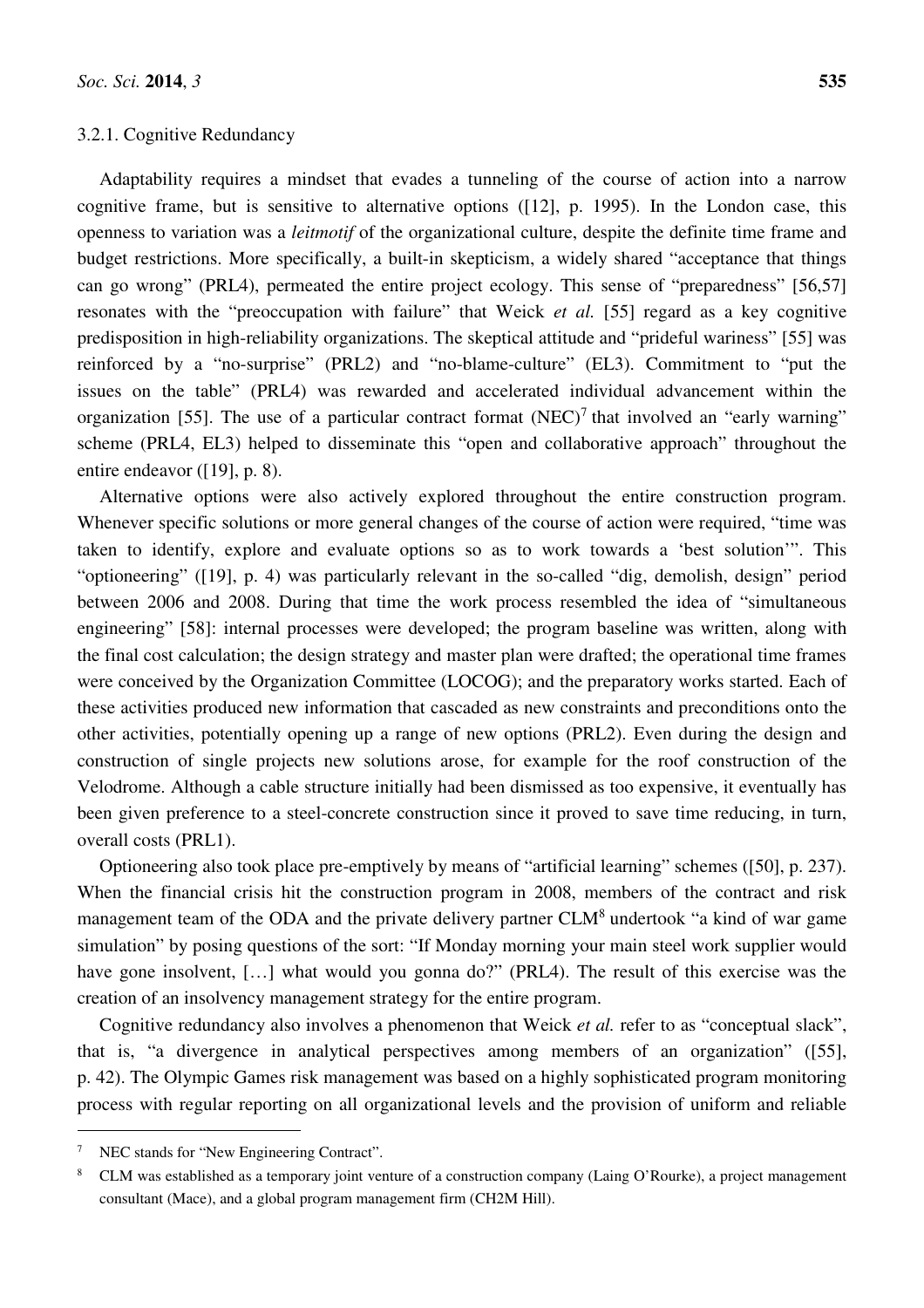#### 3.2.1. Cognitive Redundancy

Adaptability requires a mindset that evades a tunneling of the course of action into a narrow cognitive frame, but is sensitive to alternative options ([12], p. 1995). In the London case, this openness to variation was a *leitmotif* of the organizational culture, despite the definite time frame and budget restrictions. More specifically, a built-in skepticism, a widely shared "acceptance that things can go wrong" (PRL4), permeated the entire project ecology. This sense of "preparedness" [56,57] resonates with the "preoccupation with failure" that Weick *et al.* [55] regard as a key cognitive predisposition in high-reliability organizations. The skeptical attitude and "prideful wariness" [55] was reinforced by a "no-surprise" (PRL2) and "no-blame-culture" (EL3). Commitment to "put the issues on the table" (PRL4) was rewarded and accelerated individual advancement within the organization [55]. The use of a particular contract format (NEC)[7] that involved an "early warning" scheme (PRL4, EL3) helped to disseminate this "open and collaborative approach" throughout the entire endeavor ([19], p. 8).

Alternative options were also actively explored throughout the entire construction program. Whenever specific solutions or more general changes of the course of action were required, "time was taken to identify, explore and evaluate options so as to work towards a 'best solution'". This "optioneering" ([19], p. 4) was particularly relevant in the so-called "dig, demolish, design" period between 2006 and 2008. During that time the work process resembled the idea of "simultaneous engineering" [58]: internal processes were developed; the program baseline was written, along with the final cost calculation; the design strategy and master plan were drafted; the operational time frames were conceived by the Organization Committee (LOCOG); and the preparatory works started. Each of these activities produced new information that cascaded as new constraints and preconditions onto the other activities, potentially opening up a range of new options (PRL2). Even during the design and construction of single projects new solutions arose, for example for the roof construction of the Velodrome. Although a cable structure initially had been dismissed as too expensive, it eventually has been given preference to a steel-concrete construction since it proved to save time reducing, in turn, overall costs (PRL1).

Optioneering also took place pre-emptively by means of "artificial learning" schemes ([50], p. 237). When the financial crisis hit the construction program in 2008, members of the contract and risk management team of the ODA and the private delivery partner CLM[8] undertook "a kind of war game simulation" by posing questions of the sort: "If Monday morning your main steel work supplier would have gone insolvent, […] what would you gonna do?" (PRL4). The result of this exercise was the creation of an insolvency management strategy for the entire program.

Cognitive redundancy also involves a phenomenon that Weick *et al.* refer to as "conceptual slack", that is, "a divergence in analytical perspectives among members of an organization" ([55], p. 42). The Olympic Games risk management was based on a highly sophisticated program monitoring process with regular reporting on all organizational levels and the provision of uniform and reliable

---

[7] NEC stands for "New Engineering Contract".

[8] CLM was established as a temporary joint venture of a construction company (Laing O'Rourke), a project management consultant (Mace), and a global program management firm (CH2M Hill).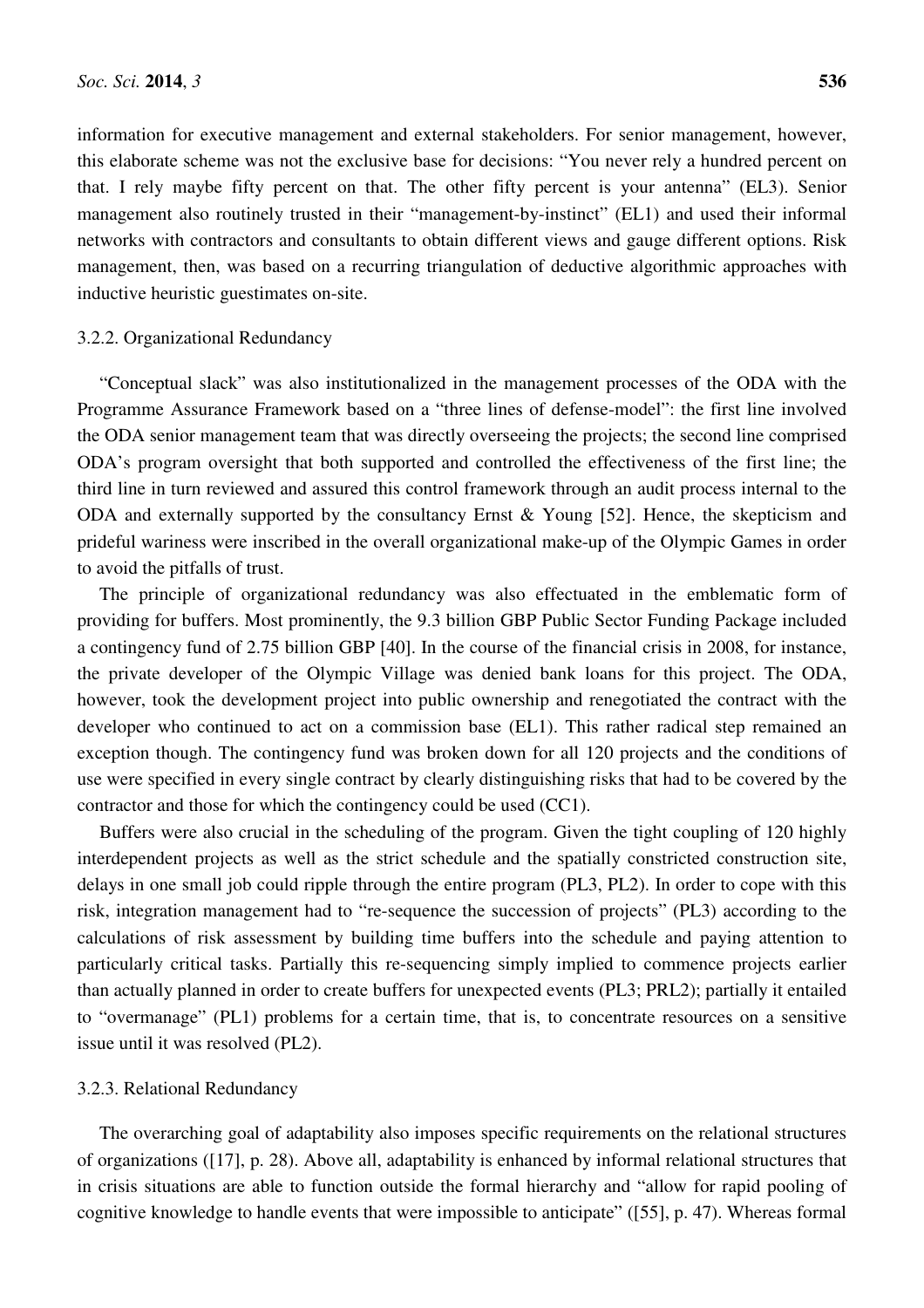information for executive management and external stakeholders. For senior management, however, this elaborate scheme was not the exclusive base for decisions: "You never rely a hundred percent on that. I rely maybe fifty percent on that. The other fifty percent is your antenna" (EL3). Senior management also routinely trusted in their "management-by-instinct" (EL1) and used their informal networks with contractors and consultants to obtain different views and gauge different options. Risk management, then, was based on a recurring triangulation of deductive algorithmic approaches with inductive heuristic guestimates on-site.

### 3.2.2. Organizational Redundancy

"Conceptual slack" was also institutionalized in the management processes of the ODA with the Programme Assurance Framework based on a "three lines of defense-model": the first line involved the ODA senior management team that was directly overseeing the projects; the second line comprised ODA's program oversight that both supported and controlled the effectiveness of the first line; the third line in turn reviewed and assured this control framework through an audit process internal to the ODA and externally supported by the consultancy Ernst & Young [52]. Hence, the skepticism and prideful wariness were inscribed in the overall organizational make-up of the Olympic Games in order to avoid the pitfalls of trust.

The principle of organizational redundancy was also effectuated in the emblematic form of providing for buffers. Most prominently, the 9.3 billion GBP Public Sector Funding Package included a contingency fund of 2.75 billion GBP [40]. In the course of the financial crisis in 2008, for instance, the private developer of the Olympic Village was denied bank loans for this project. The ODA, however, took the development project into public ownership and renegotiated the contract with the developer who continued to act on a commission base (EL1). This rather radical step remained an exception though. The contingency fund was broken down for all 120 projects and the conditions of use were specified in every single contract by clearly distinguishing risks that had to be covered by the contractor and those for which the contingency could be used (CC1).

Buffers were also crucial in the scheduling of the program. Given the tight coupling of 120 highly interdependent projects as well as the strict schedule and the spatially constricted construction site, delays in one small job could ripple through the entire program (PL3, PL2). In order to cope with this risk, integration management had to "re-sequence the succession of projects" (PL3) according to the calculations of risk assessment by building time buffers into the schedule and paying attention to particularly critical tasks. Partially this re-sequencing simply implied to commence projects earlier than actually planned in order to create buffers for unexpected events (PL3; PRL2); partially it entailed to "overmanage" (PL1) problems for a certain time, that is, to concentrate resources on a sensitive issue until it was resolved (PL2).

### 3.2.3. Relational Redundancy

The overarching goal of adaptability also imposes specific requirements on the relational structures of organizations ([17], p. 28). Above all, adaptability is enhanced by informal relational structures that in crisis situations are able to function outside the formal hierarchy and "allow for rapid pooling of cognitive knowledge to handle events that were impossible to anticipate" ([55], p. 47). Whereas formal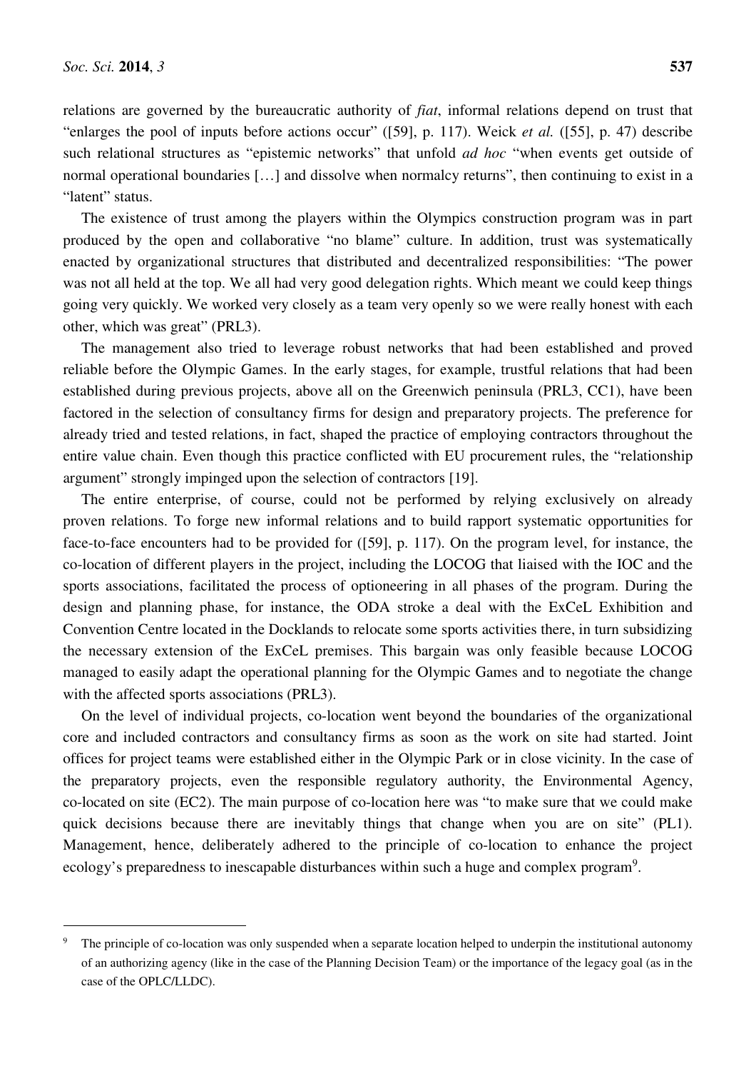relations are governed by the bureaucratic authority of *fiat*, informal relations depend on trust that "enlarges the pool of inputs before actions occur" ([59], p. 117). Weick *et al.* ([55], p. 47) describe such relational structures as "epistemic networks" that unfold *ad hoc* "when events get outside of normal operational boundaries […] and dissolve when normalcy returns", then continuing to exist in a "latent" status.

The existence of trust among the players within the Olympics construction program was in part produced by the open and collaborative "no blame" culture. In addition, trust was systematically enacted by organizational structures that distributed and decentralized responsibilities: "The power was not all held at the top. We all had very good delegation rights. Which meant we could keep things going very quickly. We worked very closely as a team very openly so we were really honest with each other, which was great" (PRL3).

The management also tried to leverage robust networks that had been established and proved reliable before the Olympic Games. In the early stages, for example, trustful relations that had been established during previous projects, above all on the Greenwich peninsula (PRL3, CC1), have been factored in the selection of consultancy firms for design and preparatory projects. The preference for already tried and tested relations, in fact, shaped the practice of employing contractors throughout the entire value chain. Even though this practice conflicted with EU procurement rules, the "relationship argument" strongly impinged upon the selection of contractors [19].

The entire enterprise, of course, could not be performed by relying exclusively on already proven relations. To forge new informal relations and to build rapport systematic opportunities for face-to-face encounters had to be provided for ([59], p. 117). On the program level, for instance, the co-location of different players in the project, including the LOCOG that liaised with the IOC and the sports associations, facilitated the process of optioneering in all phases of the program. During the design and planning phase, for instance, the ODA stroke a deal with the ExCeL Exhibition and Convention Centre located in the Docklands to relocate some sports activities there, in turn subsidizing the necessary extension of the ExCeL premises. This bargain was only feasible because LOCOG managed to easily adapt the operational planning for the Olympic Games and to negotiate the change with the affected sports associations (PRL3).

On the level of individual projects, co-location went beyond the boundaries of the organizational core and included contractors and consultancy firms as soon as the work on site had started. Joint offices for project teams were established either in the Olympic Park or in close vicinity. In the case of the preparatory projects, even the responsible regulatory authority, the Environmental Agency, co-located on site (EC2). The main purpose of co-location here was "to make sure that we could make quick decisions because there are inevitably things that change when you are on site" (PL1). Management, hence, deliberately adhered to the principle of co-location to enhance the project ecology's preparedness to inescapable disturbances within such a huge and complex program[9].

[9] The principle of co-location was only suspended when a separate location helped to underpin the institutional autonomy of an authorizing agency (like in the case of the Planning Decision Team) or the importance of the legacy goal (as in the case of the OPLC/LLDC).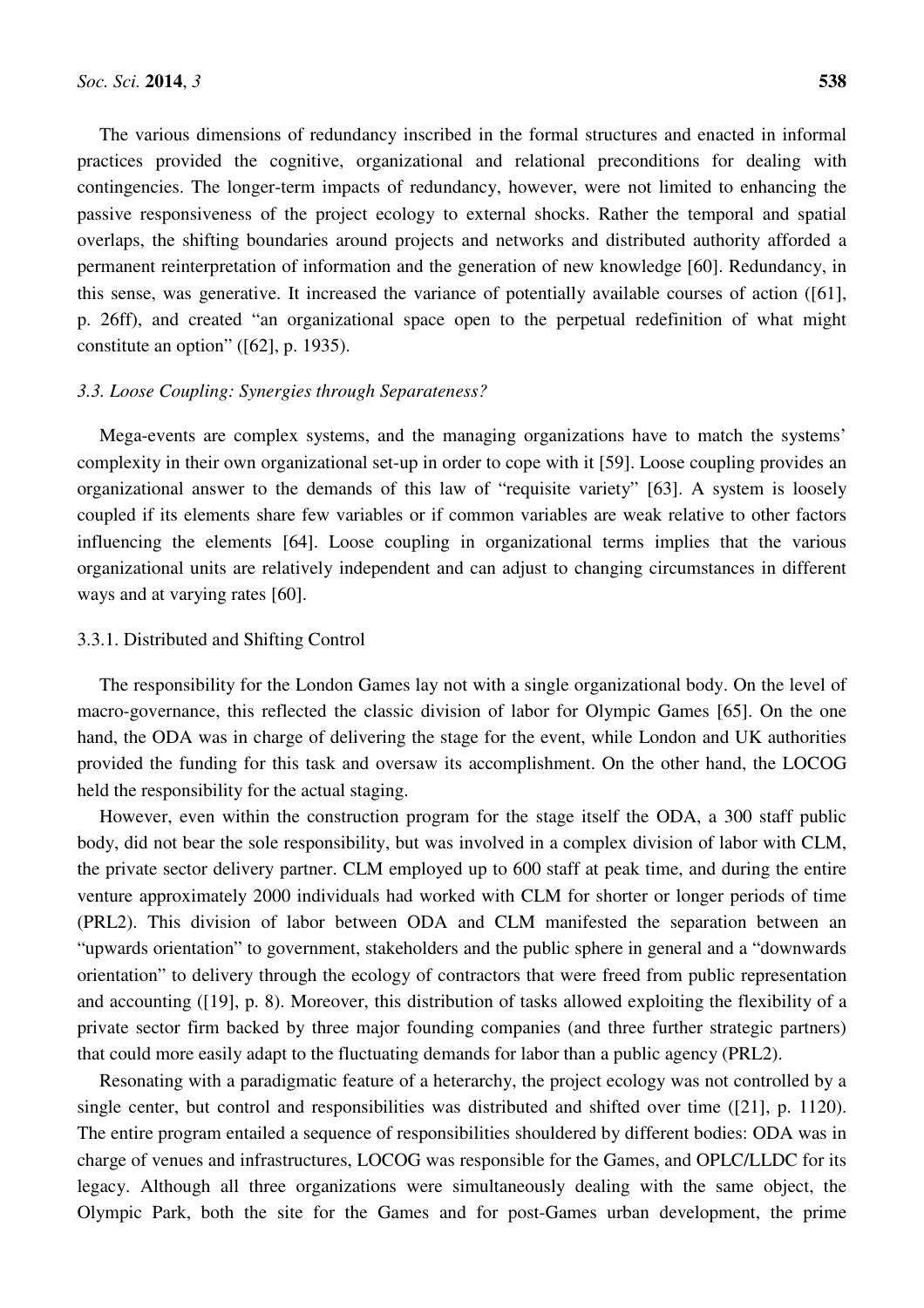The various dimensions of redundancy inscribed in the formal structures and enacted in informal practices provided the cognitive, organizational and relational preconditions for dealing with contingencies. The longer-term impacts of redundancy, however, were not limited to enhancing the passive responsiveness of the project ecology to external shocks. Rather the temporal and spatial overlaps, the shifting boundaries around projects and networks and distributed authority afforded a permanent reinterpretation of information and the generation of new knowledge [60]. Redundancy, in this sense, was generative. It increased the variance of potentially available courses of action ([61], p. 26ff), and created "an organizational space open to the perpetual redefinition of what might constitute an option" ([62], p. 1935).

### *3.3. Loose Coupling: Synergies through Separateness?*

Mega-events are complex systems, and the managing organizations have to match the systems' complexity in their own organizational set-up in order to cope with it [59]. Loose coupling provides an organizational answer to the demands of this law of "requisite variety" [63]. A system is loosely coupled if its elements share few variables or if common variables are weak relative to other factors influencing the elements [64]. Loose coupling in organizational terms implies that the various organizational units are relatively independent and can adjust to changing circumstances in different ways and at varying rates [60].

#### 3.3.1. Distributed and Shifting Control

The responsibility for the London Games lay not with a single organizational body. On the level of macro-governance, this reflected the classic division of labor for Olympic Games [65]. On the one hand, the ODA was in charge of delivering the stage for the event, while London and UK authorities provided the funding for this task and oversaw its accomplishment. On the other hand, the LOCOG held the responsibility for the actual staging.

However, even within the construction program for the stage itself the ODA, a 300 staff public body, did not bear the sole responsibility, but was involved in a complex division of labor with CLM, the private sector delivery partner. CLM employed up to 600 staff at peak time, and during the entire venture approximately 2000 individuals had worked with CLM for shorter or longer periods of time (PRL2). This division of labor between ODA and CLM manifested the separation between an "upwards orientation" to government, stakeholders and the public sphere in general and a "downwards orientation" to delivery through the ecology of contractors that were freed from public representation and accounting ([19], p. 8). Moreover, this distribution of tasks allowed exploiting the flexibility of a private sector firm backed by three major founding companies (and three further strategic partners) that could more easily adapt to the fluctuating demands for labor than a public agency (PRL2).

Resonating with a paradigmatic feature of a heterarchy, the project ecology was not controlled by a single center, but control and responsibilities was distributed and shifted over time ([21], p. 1120). The entire program entailed a sequence of responsibilities shouldered by different bodies: ODA was in charge of venues and infrastructures, LOCOG was responsible for the Games, and OPLC/LLDC for its legacy. Although all three organizations were simultaneously dealing with the same object, the Olympic Park, both the site for the Games and for post-Games urban development, the prime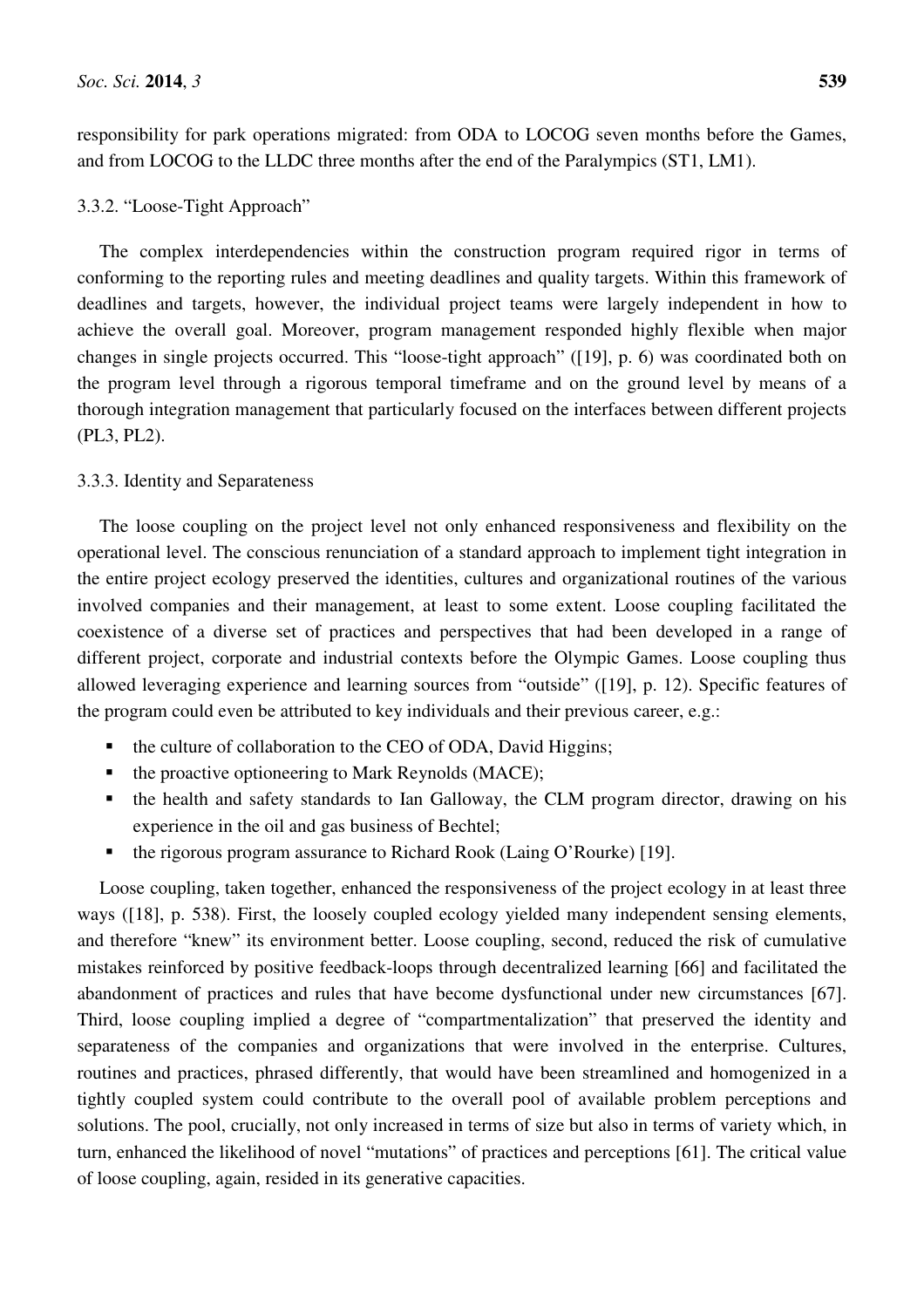responsibility for park operations migrated: from ODA to LOCOG seven months before the Games, and from LOCOG to the LLDC three months after the end of the Paralympics (ST1, LM1).

#### 3.3.2. "Loose-Tight Approach"

The complex interdependencies within the construction program required rigor in terms of conforming to the reporting rules and meeting deadlines and quality targets. Within this framework of deadlines and targets, however, the individual project teams were largely independent in how to achieve the overall goal. Moreover, program management responded highly flexible when major changes in single projects occurred. This "loose-tight approach" ([19], p. 6) was coordinated both on the program level through a rigorous temporal timeframe and on the ground level by means of a thorough integration management that particularly focused on the interfaces between different projects (PL3, PL2).

#### 3.3.3. Identity and Separateness

The loose coupling on the project level not only enhanced responsiveness and flexibility on the operational level. The conscious renunciation of a standard approach to implement tight integration in the entire project ecology preserved the identities, cultures and organizational routines of the various involved companies and their management, at least to some extent. Loose coupling facilitated the coexistence of a diverse set of practices and perspectives that had been developed in a range of different project, corporate and industrial contexts before the Olympic Games. Loose coupling thus allowed leveraging experience and learning sources from "outside" ([19], p. 12). Specific features of the program could even be attributed to key individuals and their previous career, e.g.:

- the culture of collaboration to the CEO of ODA, David Higgins;
- the proactive optioneering to Mark Reynolds (MACE);
- the health and safety standards to Ian Galloway, the CLM program director, drawing on his experience in the oil and gas business of Bechtel;
- the rigorous program assurance to Richard Rook (Laing O'Rourke) [19].

Loose coupling, taken together, enhanced the responsiveness of the project ecology in at least three ways ([18], p. 538). First, the loosely coupled ecology yielded many independent sensing elements, and therefore "knew" its environment better. Loose coupling, second, reduced the risk of cumulative mistakes reinforced by positive feedback-loops through decentralized learning [66] and facilitated the abandonment of practices and rules that have become dysfunctional under new circumstances [67]. Third, loose coupling implied a degree of "compartmentalization" that preserved the identity and separateness of the companies and organizations that were involved in the enterprise. Cultures, routines and practices, phrased differently, that would have been streamlined and homogenized in a tightly coupled system could contribute to the overall pool of available problem perceptions and solutions. The pool, crucially, not only increased in terms of size but also in terms of variety which, in turn, enhanced the likelihood of novel "mutations" of practices and perceptions [61]. The critical value of loose coupling, again, resided in its generative capacities.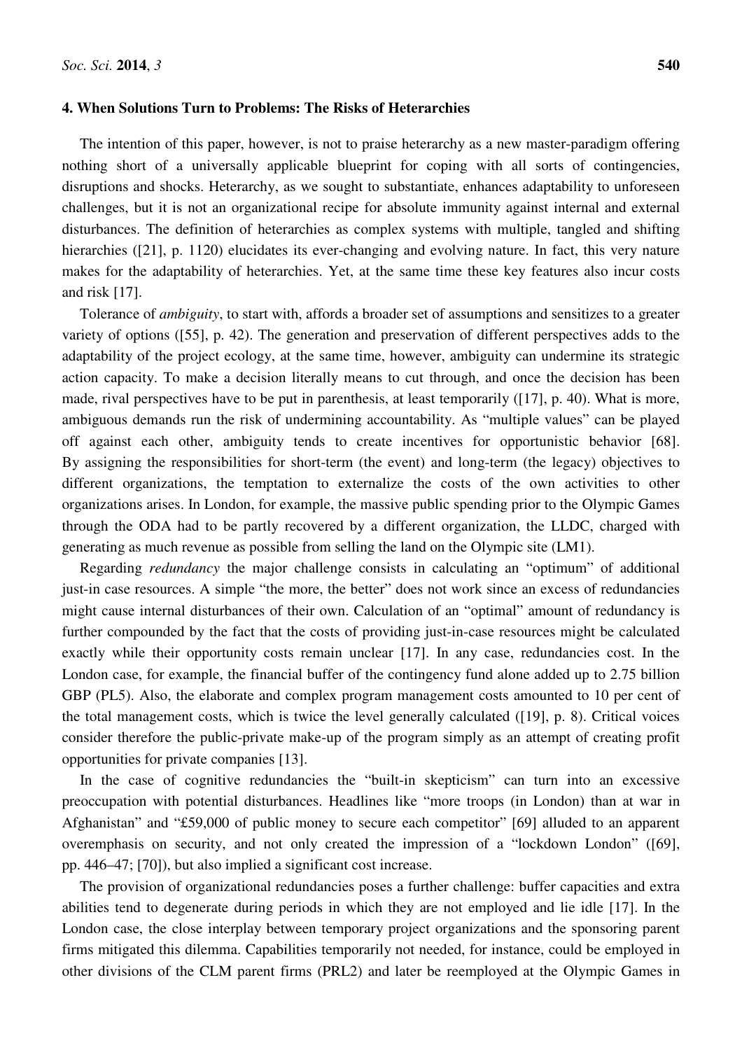## 4. When Solutions Turn to Problems: The Risks of Heterarchies

The intention of this paper, however, is not to praise heterarchy as a new master-paradigm offering nothing short of a universally applicable blueprint for coping with all sorts of contingencies, disruptions and shocks. Heterarchy, as we sought to substantiate, enhances adaptability to unforeseen challenges, but it is not an organizational recipe for absolute immunity against internal and external disturbances. The definition of heterarchies as complex systems with multiple, tangled and shifting hierarchies ([21], p. 1120) elucidates its ever-changing and evolving nature. In fact, this very nature makes for the adaptability of heterarchies. Yet, at the same time these key features also incur costs and risk [17].

Tolerance of *ambiguity*, to start with, affords a broader set of assumptions and sensitizes to a greater variety of options ([55], p. 42). The generation and preservation of different perspectives adds to the adaptability of the project ecology, at the same time, however, ambiguity can undermine its strategic action capacity. To make a decision literally means to cut through, and once the decision has been made, rival perspectives have to be put in parenthesis, at least temporarily ([17], p. 40). What is more, ambiguous demands run the risk of undermining accountability. As "multiple values" can be played off against each other, ambiguity tends to create incentives for opportunistic behavior [68]. By assigning the responsibilities for short-term (the event) and long-term (the legacy) objectives to different organizations, the temptation to externalize the costs of the own activities to other organizations arises. In London, for example, the massive public spending prior to the Olympic Games through the ODA had to be partly recovered by a different organization, the LLDC, charged with generating as much revenue as possible from selling the land on the Olympic site (LM1).

Regarding *redundancy* the major challenge consists in calculating an "optimum" of additional just-in case resources. A simple "the more, the better" does not work since an excess of redundancies might cause internal disturbances of their own. Calculation of an "optimal" amount of redundancy is further compounded by the fact that the costs of providing just-in-case resources might be calculated exactly while their opportunity costs remain unclear [17]. In any case, redundancies cost. In the London case, for example, the financial buffer of the contingency fund alone added up to 2.75 billion GBP (PL5). Also, the elaborate and complex program management costs amounted to 10 per cent of the total management costs, which is twice the level generally calculated ([19], p. 8). Critical voices consider therefore the public-private make-up of the program simply as an attempt of creating profit opportunities for private companies [13].

In the case of cognitive redundancies the "built-in skepticism" can turn into an excessive preoccupation with potential disturbances. Headlines like "more troops (in London) than at war in Afghanistan" and "£59,000 of public money to secure each competitor" [69] alluded to an apparent overemphasis on security, and not only created the impression of a "lockdown London" ([69], pp. 446–47; [70]), but also implied a significant cost increase.

The provision of organizational redundancies poses a further challenge: buffer capacities and extra abilities tend to degenerate during periods in which they are not employed and lie idle [17]. In the London case, the close interplay between temporary project organizations and the sponsoring parent firms mitigated this dilemma. Capabilities temporarily not needed, for instance, could be employed in other divisions of the CLM parent firms (PRL2) and later be reemployed at the Olympic Games in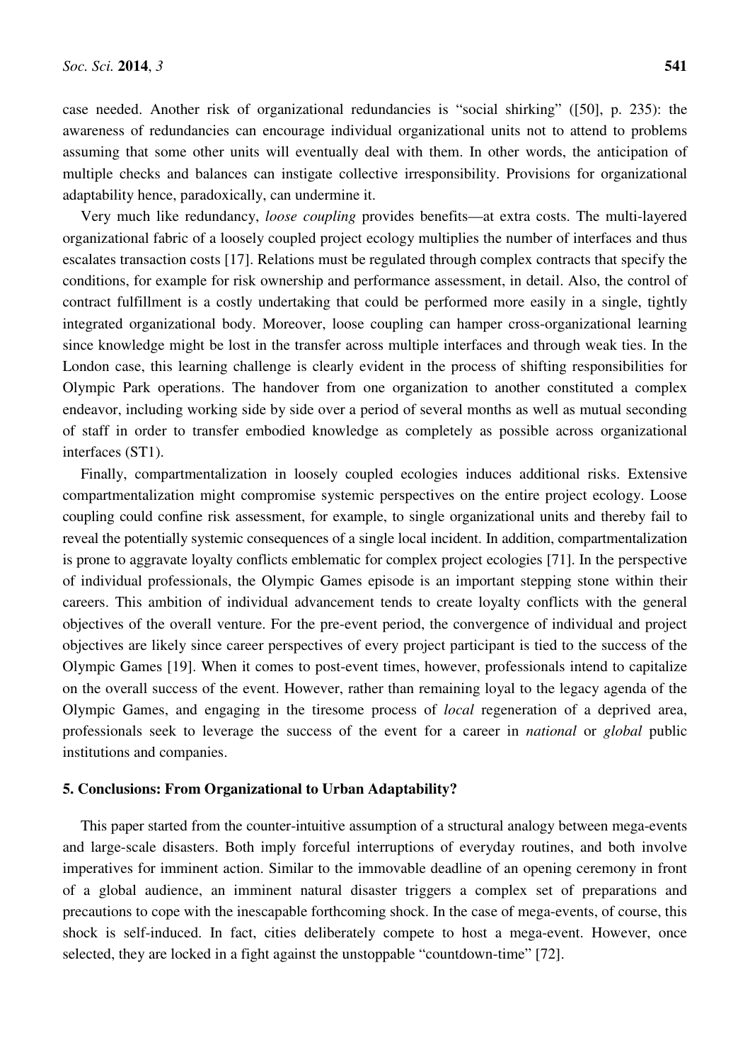case needed. Another risk of organizational redundancies is "social shirking" ([50], p. 235): the awareness of redundancies can encourage individual organizational units not to attend to problems assuming that some other units will eventually deal with them. In other words, the anticipation of multiple checks and balances can instigate collective irresponsibility. Provisions for organizational adaptability hence, paradoxically, can undermine it.

Very much like redundancy, *loose coupling* provides benefits—at extra costs. The multi-layered organizational fabric of a loosely coupled project ecology multiplies the number of interfaces and thus escalates transaction costs [17]. Relations must be regulated through complex contracts that specify the conditions, for example for risk ownership and performance assessment, in detail. Also, the control of contract fulfillment is a costly undertaking that could be performed more easily in a single, tightly integrated organizational body. Moreover, loose coupling can hamper cross-organizational learning since knowledge might be lost in the transfer across multiple interfaces and through weak ties. In the London case, this learning challenge is clearly evident in the process of shifting responsibilities for Olympic Park operations. The handover from one organization to another constituted a complex endeavor, including working side by side over a period of several months as well as mutual seconding of staff in order to transfer embodied knowledge as completely as possible across organizational interfaces (ST1).

Finally, compartmentalization in loosely coupled ecologies induces additional risks. Extensive compartmentalization might compromise systemic perspectives on the entire project ecology. Loose coupling could confine risk assessment, for example, to single organizational units and thereby fail to reveal the potentially systemic consequences of a single local incident. In addition, compartmentalization is prone to aggravate loyalty conflicts emblematic for complex project ecologies [71]. In the perspective of individual professionals, the Olympic Games episode is an important stepping stone within their careers. This ambition of individual advancement tends to create loyalty conflicts with the general objectives of the overall venture. For the pre-event period, the convergence of individual and project objectives are likely since career perspectives of every project participant is tied to the success of the Olympic Games [19]. When it comes to post-event times, however, professionals intend to capitalize on the overall success of the event. However, rather than remaining loyal to the legacy agenda of the Olympic Games, and engaging in the tiresome process of *local* regeneration of a deprived area, professionals seek to leverage the success of the event for a career in *national* or *global* public institutions and companies.

## 5. Conclusions: From Organizational to Urban Adaptability?

This paper started from the counter-intuitive assumption of a structural analogy between mega-events and large-scale disasters. Both imply forceful interruptions of everyday routines, and both involve imperatives for imminent action. Similar to the immovable deadline of an opening ceremony in front of a global audience, an imminent natural disaster triggers a complex set of preparations and precautions to cope with the inescapable forthcoming shock. In the case of mega-events, of course, this shock is self-induced. In fact, cities deliberately compete to host a mega-event. However, once selected, they are locked in a fight against the unstoppable "countdown-time" [72].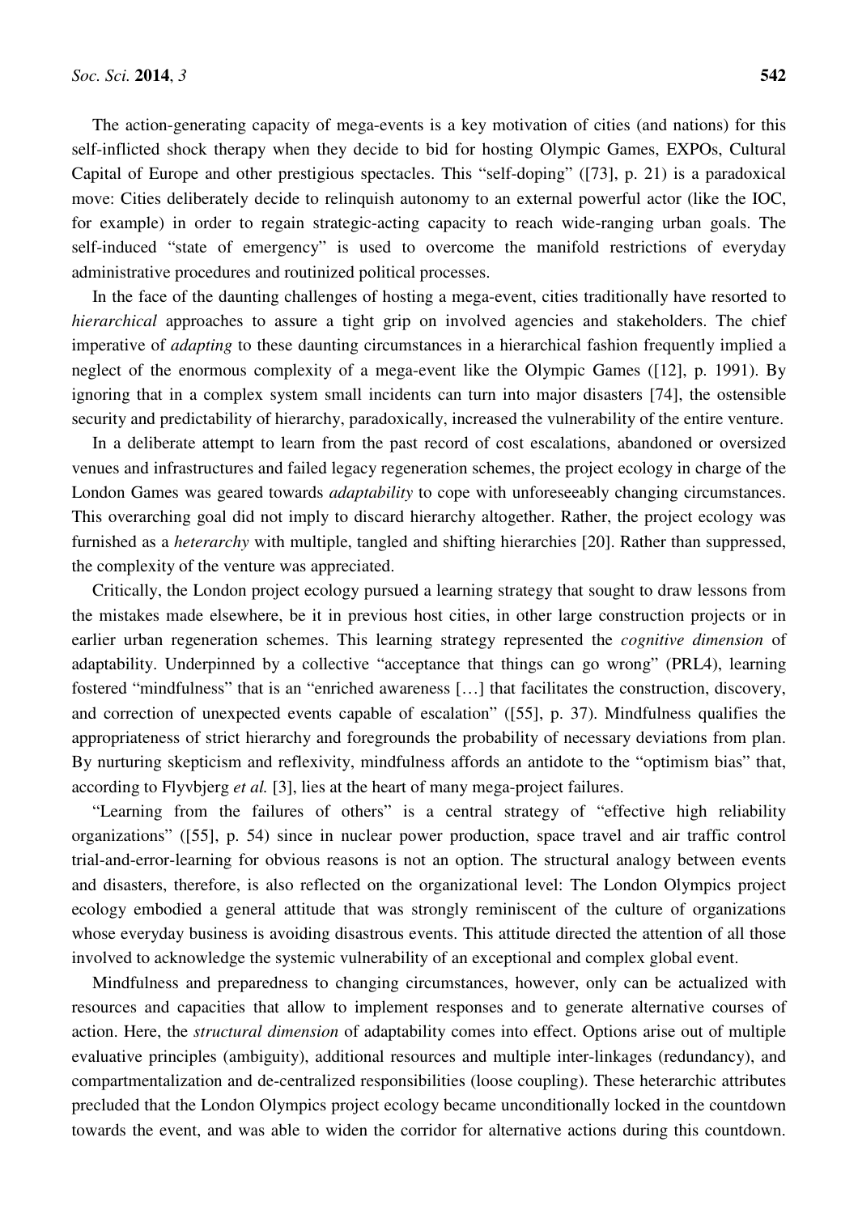The action-generating capacity of mega-events is a key motivation of cities (and nations) for this self-inflicted shock therapy when they decide to bid for hosting Olympic Games, EXPOs, Cultural Capital of Europe and other prestigious spectacles. This "self-doping" ([73], p. 21) is a paradoxical move: Cities deliberately decide to relinquish autonomy to an external powerful actor (like the IOC, for example) in order to regain strategic-acting capacity to reach wide-ranging urban goals. The self-induced "state of emergency" is used to overcome the manifold restrictions of everyday administrative procedures and routinized political processes.

In the face of the daunting challenges of hosting a mega-event, cities traditionally have resorted to *hierarchical* approaches to assure a tight grip on involved agencies and stakeholders. The chief imperative of *adapting* to these daunting circumstances in a hierarchical fashion frequently implied a neglect of the enormous complexity of a mega-event like the Olympic Games ([12], p. 1991). By ignoring that in a complex system small incidents can turn into major disasters [74], the ostensible security and predictability of hierarchy, paradoxically, increased the vulnerability of the entire venture.

In a deliberate attempt to learn from the past record of cost escalations, abandoned or oversized venues and infrastructures and failed legacy regeneration schemes, the project ecology in charge of the London Games was geared towards *adaptability* to cope with unforeseeably changing circumstances. This overarching goal did not imply to discard hierarchy altogether. Rather, the project ecology was furnished as a *heterarchy* with multiple, tangled and shifting hierarchies [20]. Rather than suppressed, the complexity of the venture was appreciated.

Critically, the London project ecology pursued a learning strategy that sought to draw lessons from the mistakes made elsewhere, be it in previous host cities, in other large construction projects or in earlier urban regeneration schemes. This learning strategy represented the *cognitive dimension* of adaptability. Underpinned by a collective "acceptance that things can go wrong" (PRL4), learning fostered "mindfulness" that is an "enriched awareness […] that facilitates the construction, discovery, and correction of unexpected events capable of escalation" ([55], p. 37). Mindfulness qualifies the appropriateness of strict hierarchy and foregrounds the probability of necessary deviations from plan. By nurturing skepticism and reflexivity, mindfulness affords an antidote to the "optimism bias" that, according to Flyvbjerg *et al.* [3], lies at the heart of many mega-project failures.

"Learning from the failures of others" is a central strategy of "effective high reliability organizations" ([55], p. 54) since in nuclear power production, space travel and air traffic control trial-and-error-learning for obvious reasons is not an option. The structural analogy between events and disasters, therefore, is also reflected on the organizational level: The London Olympics project ecology embodied a general attitude that was strongly reminiscent of the culture of organizations whose everyday business is avoiding disastrous events. This attitude directed the attention of all those involved to acknowledge the systemic vulnerability of an exceptional and complex global event.

Mindfulness and preparedness to changing circumstances, however, only can be actualized with resources and capacities that allow to implement responses and to generate alternative courses of action. Here, the *structural dimension* of adaptability comes into effect. Options arise out of multiple evaluative principles (ambiguity), additional resources and multiple inter-linkages (redundancy), and compartmentalization and de-centralized responsibilities (loose coupling). These heterarchic attributes precluded that the London Olympics project ecology became unconditionally locked in the countdown towards the event, and was able to widen the corridor for alternative actions during this countdown.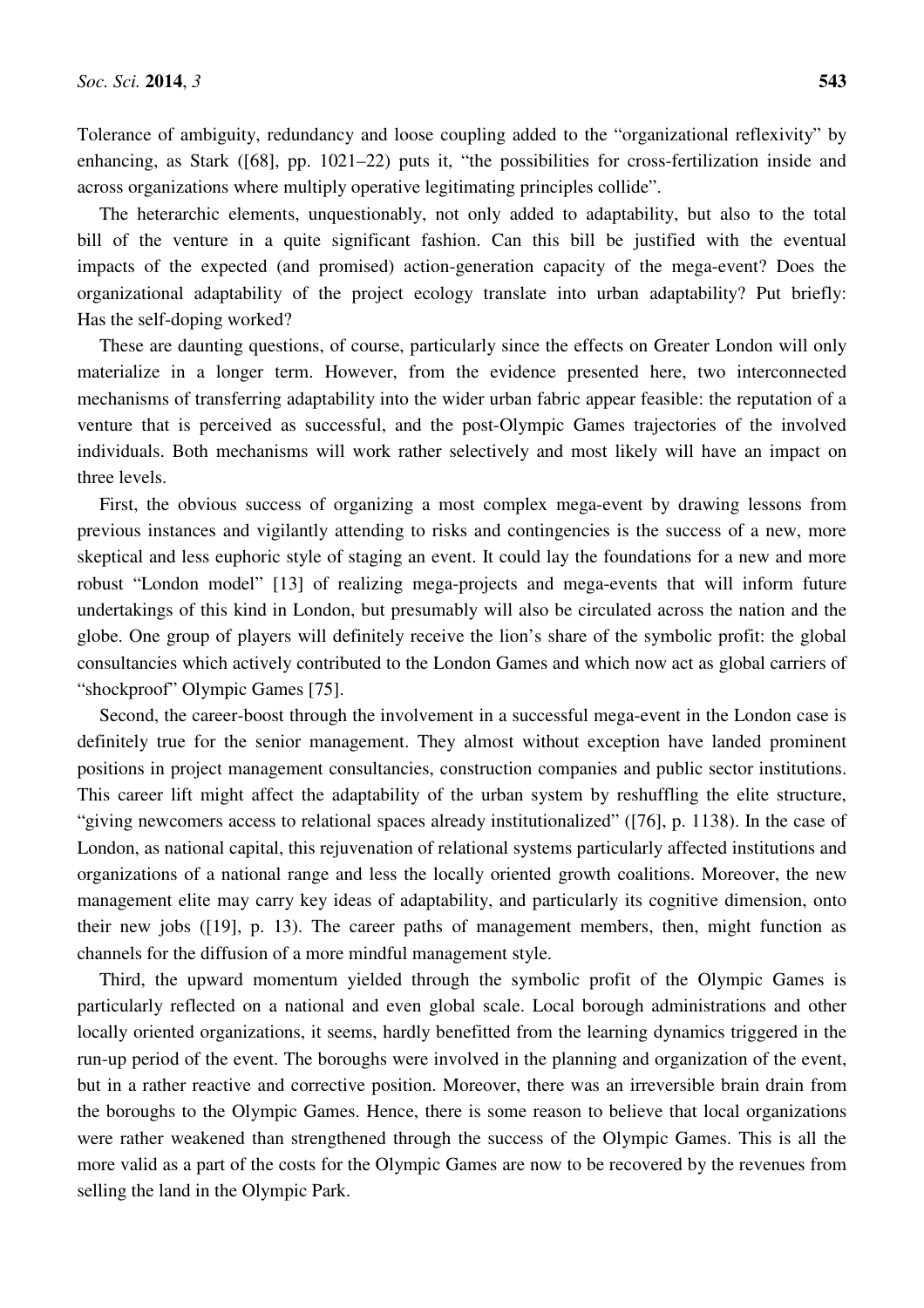Tolerance of ambiguity, redundancy and loose coupling added to the "organizational reflexivity" by enhancing, as Stark ([68], pp. 1021–22) puts it, "the possibilities for cross-fertilization inside and across organizations where multiply operative legitimating principles collide".

The heterarchic elements, unquestionably, not only added to adaptability, but also to the total bill of the venture in a quite significant fashion. Can this bill be justified with the eventual impacts of the expected (and promised) action-generation capacity of the mega-event? Does the organizational adaptability of the project ecology translate into urban adaptability? Put briefly: Has the self-doping worked?

These are daunting questions, of course, particularly since the effects on Greater London will only materialize in a longer term. However, from the evidence presented here, two interconnected mechanisms of transferring adaptability into the wider urban fabric appear feasible: the reputation of a venture that is perceived as successful, and the post-Olympic Games trajectories of the involved individuals. Both mechanisms will work rather selectively and most likely will have an impact on three levels.

First, the obvious success of organizing a most complex mega-event by drawing lessons from previous instances and vigilantly attending to risks and contingencies is the success of a new, more skeptical and less euphoric style of staging an event. It could lay the foundations for a new and more robust "London model" [13] of realizing mega-projects and mega-events that will inform future undertakings of this kind in London, but presumably will also be circulated across the nation and the globe. One group of players will definitely receive the lion's share of the symbolic profit: the global consultancies which actively contributed to the London Games and which now act as global carriers of "shockproof" Olympic Games [75].

Second, the career-boost through the involvement in a successful mega-event in the London case is definitely true for the senior management. They almost without exception have landed prominent positions in project management consultancies, construction companies and public sector institutions. This career lift might affect the adaptability of the urban system by reshuffling the elite structure, "giving newcomers access to relational spaces already institutionalized" ([76], p. 1138). In the case of London, as national capital, this rejuvenation of relational systems particularly affected institutions and organizations of a national range and less the locally oriented growth coalitions. Moreover, the new management elite may carry key ideas of adaptability, and particularly its cognitive dimension, onto their new jobs ([19], p. 13). The career paths of management members, then, might function as channels for the diffusion of a more mindful management style.

Third, the upward momentum yielded through the symbolic profit of the Olympic Games is particularly reflected on a national and even global scale. Local borough administrations and other locally oriented organizations, it seems, hardly benefitted from the learning dynamics triggered in the run-up period of the event. The boroughs were involved in the planning and organization of the event, but in a rather reactive and corrective position. Moreover, there was an irreversible brain drain from the boroughs to the Olympic Games. Hence, there is some reason to believe that local organizations were rather weakened than strengthened through the success of the Olympic Games. This is all the more valid as a part of the costs for the Olympic Games are now to be recovered by the revenues from selling the land in the Olympic Park.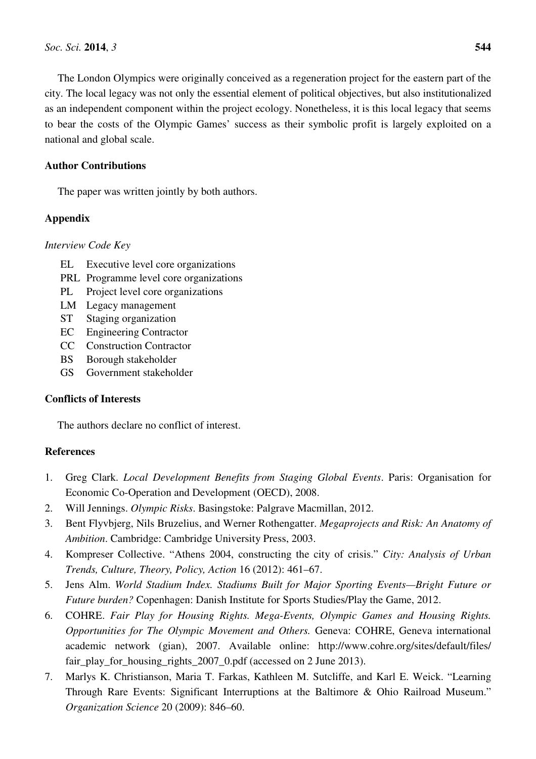The London Olympics were originally conceived as a regeneration project for the eastern part of the city. The local legacy was not only the essential element of political objectives, but also institutionalized as an independent component within the project ecology. Nonetheless, it is this local legacy that seems to bear the costs of the Olympic Games' success as their symbolic profit is largely exploited on a national and global scale.

## Author Contributions

The paper was written jointly by both authors.

## Appendix

*Interview Code Key*

- EL Executive level core organizations
- PRL Programme level core organizations
- PL Project level core organizations
- LM Legacy management
- ST Staging organization
- EC Engineering Contractor
- CC Construction Contractor
- BS Borough stakeholder
- GS Government stakeholder

## Conflicts of Interests

The authors declare no conflict of interest.

## References

1. Greg Clark. *Local Development Benefits from Staging Global Events*. Paris: Organisation for Economic Co-Operation and Development (OECD), 2008.
2. Will Jennings. *Olympic Risks*. Basingstoke: Palgrave Macmillan, 2012.
3. Bent Flyvbjerg, Nils Bruzelius, and Werner Rothengatter. *Megaprojects and Risk: An Anatomy of Ambition*. Cambridge: Cambridge University Press, 2003.
4. Kompreser Collective. "Athens 2004, constructing the city of crisis." *City: Analysis of Urban Trends, Culture, Theory, Policy, Action* 16 (2012): 461–67.
5. Jens Alm. *World Stadium Index. Stadiums Built for Major Sporting Events—Bright Future or Future burden?* Copenhagen: Danish Institute for Sports Studies/Play the Game, 2012.
6. COHRE. *Fair Play for Housing Rights. Mega-Events, Olympic Games and Housing Rights. Opportunities for The Olympic Movement and Others.* Geneva: COHRE, Geneva international academic network (gian), 2007. Available online: http://www.cohre.org/sites/default/files/fair_play_for_housing_rights_2007_0.pdf (accessed on 2 June 2013).
7. Marlys K. Christianson, Maria T. Farkas, Kathleen M. Sutcliffe, and Karl E. Weick. "Learning Through Rare Events: Significant Interruptions at the Baltimore & Ohio Railroad Museum." *Organization Science* 20 (2009): 846–60.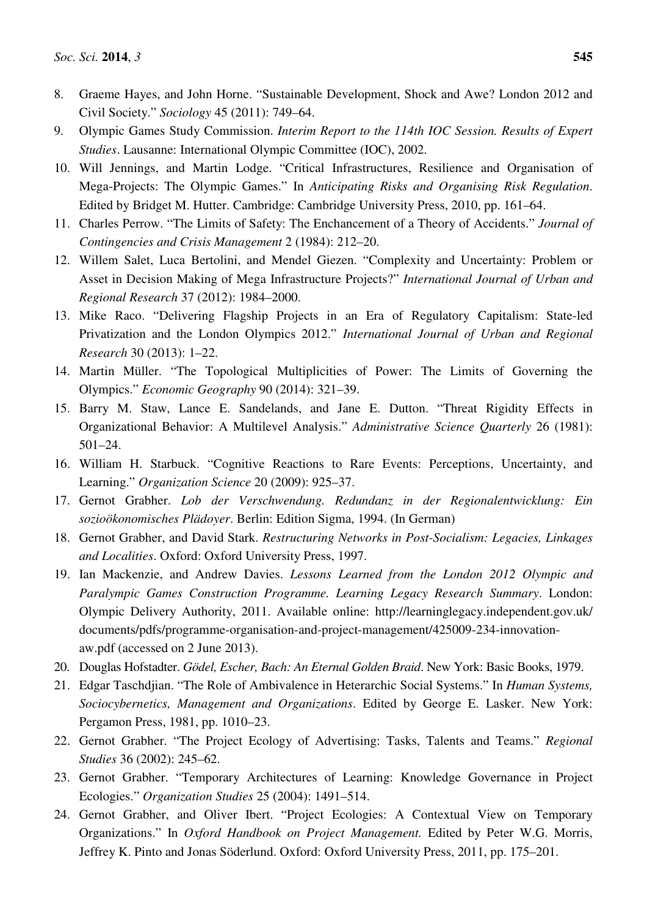8. Graeme Hayes, and John Horne. "Sustainable Development, Shock and Awe? London 2012 and Civil Society." *Sociology* 45 (2011): 749–64.
9. Olympic Games Study Commission. *Interim Report to the 114th IOC Session. Results of Expert Studies*. Lausanne: International Olympic Committee (IOC), 2002.
10. Will Jennings, and Martin Lodge. "Critical Infrastructures, Resilience and Organisation of Mega-Projects: The Olympic Games." In *Anticipating Risks and Organising Risk Regulation*. Edited by Bridget M. Hutter. Cambridge: Cambridge University Press, 2010, pp. 161–64.
11. Charles Perrow. "The Limits of Safety: The Enchancement of a Theory of Accidents." *Journal of Contingencies and Crisis Management* 2 (1984): 212–20.
12. Willem Salet, Luca Bertolini, and Mendel Giezen. "Complexity and Uncertainty: Problem or Asset in Decision Making of Mega Infrastructure Projects?" *International Journal of Urban and Regional Research* 37 (2012): 1984–2000.
13. Mike Raco. "Delivering Flagship Projects in an Era of Regulatory Capitalism: State-led Privatization and the London Olympics 2012." *International Journal of Urban and Regional Research* 30 (2013): 1–22.
14. Martin Müller. "The Topological Multiplicities of Power: The Limits of Governing the Olympics." *Economic Geography* 90 (2014): 321–39.
15. Barry M. Staw, Lance E. Sandelands, and Jane E. Dutton. "Threat Rigidity Effects in Organizational Behavior: A Multilevel Analysis." *Administrative Science Quarterly* 26 (1981): 501–24.
16. William H. Starbuck. "Cognitive Reactions to Rare Events: Perceptions, Uncertainty, and Learning." *Organization Science* 20 (2009): 925–37.
17. Gernot Grabher. *Lob der Verschwendung. Redundanz in der Regionalentwicklung: Ein sozioökonomisches Plädoyer*. Berlin: Edition Sigma, 1994. (In German)
18. Gernot Grabher, and David Stark. *Restructuring Networks in Post-Socialism: Legacies, Linkages and Localities*. Oxford: Oxford University Press, 1997.
19. Ian Mackenzie, and Andrew Davies. *Lessons Learned from the London 2012 Olympic and Paralympic Games Construction Programme. Learning Legacy Research Summary*. London: Olympic Delivery Authority, 2011. Available online: http://learninglegacy.independent.gov.uk/documents/pdfs/programme-organisation-and-project-management/425009-234-innovation-aw.pdf (accessed on 2 June 2013).
20. Douglas Hofstadter. *Gödel, Escher, Bach: An Eternal Golden Braid*. New York: Basic Books, 1979.
21. Edgar Taschdjian. "The Role of Ambivalence in Heterarchic Social Systems." In *Human Systems, Sociocybernetics, Management and Organizations*. Edited by George E. Lasker. New York: Pergamon Press, 1981, pp. 1010–23.
22. Gernot Grabher. "The Project Ecology of Advertising: Tasks, Talents and Teams." *Regional Studies* 36 (2002): 245–62.
23. Gernot Grabher. "Temporary Architectures of Learning: Knowledge Governance in Project Ecologies." *Organization Studies* 25 (2004): 1491–514.
24. Gernot Grabher, and Oliver Ibert. "Project Ecologies: A Contextual View on Temporary Organizations." In *Oxford Handbook on Project Management.* Edited by Peter W.G. Morris, Jeffrey K. Pinto and Jonas Söderlund. Oxford: Oxford University Press, 2011, pp. 175–201.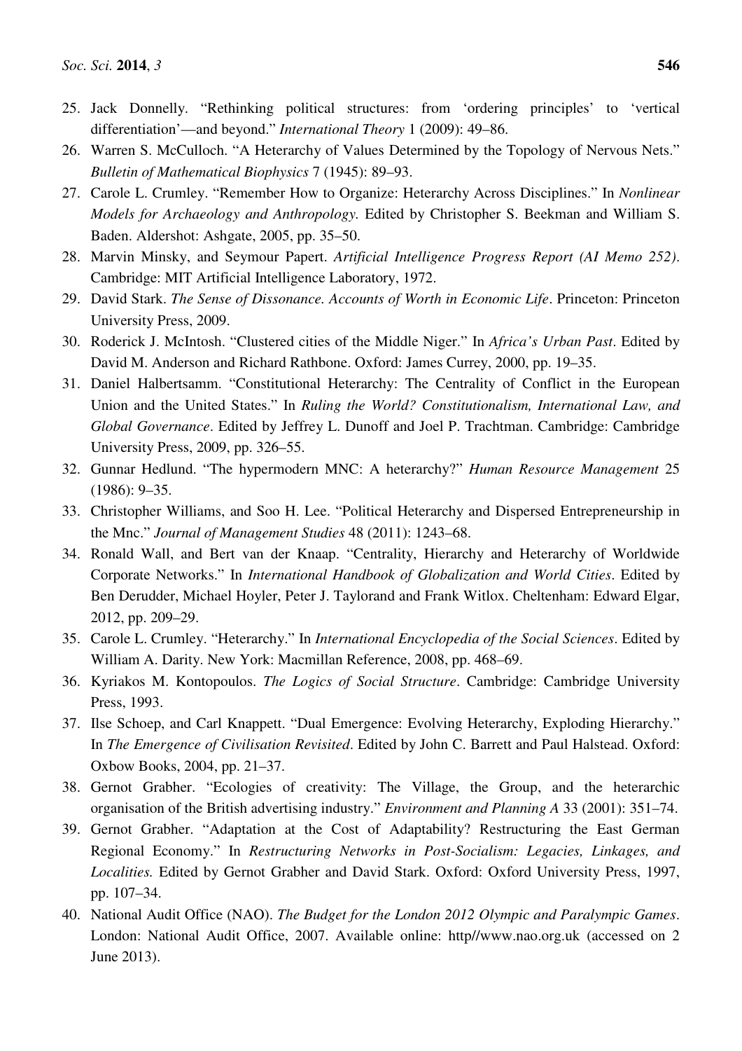25. Jack Donnelly. "Rethinking political structures: from 'ordering principles' to 'vertical differentiation'—and beyond." *International Theory* 1 (2009): 49–86.
26. Warren S. McCulloch. "A Heterarchy of Values Determined by the Topology of Nervous Nets." *Bulletin of Mathematical Biophysics* 7 (1945): 89–93.
27. Carole L. Crumley. "Remember How to Organize: Heterarchy Across Disciplines." In *Nonlinear Models for Archaeology and Anthropology.* Edited by Christopher S. Beekman and William S. Baden. Aldershot: Ashgate, 2005, pp. 35–50.
28. Marvin Minsky, and Seymour Papert. *Artificial Intelligence Progress Report (AI Memo 252)*. Cambridge: MIT Artificial Intelligence Laboratory, 1972.
29. David Stark. *The Sense of Dissonance. Accounts of Worth in Economic Life*. Princeton: Princeton University Press, 2009.
30. Roderick J. McIntosh. "Clustered cities of the Middle Niger." In *Africa's Urban Past*. Edited by David M. Anderson and Richard Rathbone. Oxford: James Currey, 2000, pp. 19–35.
31. Daniel Halbertsamm. "Constitutional Heterarchy: The Centrality of Conflict in the European Union and the United States." In *Ruling the World? Constitutionalism, International Law, and Global Governance*. Edited by Jeffrey L. Dunoff and Joel P. Trachtman. Cambridge: Cambridge University Press, 2009, pp. 326–55.
32. Gunnar Hedlund. "The hypermodern MNC: A heterarchy?" *Human Resource Management* 25 (1986): 9–35.
33. Christopher Williams, and Soo H. Lee. "Political Heterarchy and Dispersed Entrepreneurship in the Mnc." *Journal of Management Studies* 48 (2011): 1243–68.
34. Ronald Wall, and Bert van der Knaap. "Centrality, Hierarchy and Heterarchy of Worldwide Corporate Networks." In *International Handbook of Globalization and World Cities*. Edited by Ben Derudder, Michael Hoyler, Peter J. Taylorand and Frank Witlox. Cheltenham: Edward Elgar, 2012, pp. 209–29.
35. Carole L. Crumley. "Heterarchy." In *International Encyclopedia of the Social Sciences*. Edited by William A. Darity. New York: Macmillan Reference, 2008, pp. 468–69.
36. Kyriakos M. Kontopoulos. *The Logics of Social Structure*. Cambridge: Cambridge University Press, 1993.
37. Ilse Schoep, and Carl Knappett. "Dual Emergence: Evolving Heterarchy, Exploding Hierarchy." In *The Emergence of Civilisation Revisited*. Edited by John C. Barrett and Paul Halstead. Oxford: Oxbow Books, 2004, pp. 21–37.
38. Gernot Grabher. "Ecologies of creativity: The Village, the Group, and the heterarchic organisation of the British advertising industry." *Environment and Planning A* 33 (2001): 351–74.
39. Gernot Grabher. "Adaptation at the Cost of Adaptability? Restructuring the East German Regional Economy." In *Restructuring Networks in Post-Socialism: Legacies, Linkages, and Localities.* Edited by Gernot Grabher and David Stark. Oxford: Oxford University Press, 1997, pp. 107–34.
40. National Audit Office (NAO). *The Budget for the London 2012 Olympic and Paralympic Games*. London: National Audit Office, 2007. Available online: http//www.nao.org.uk (accessed on 2 June 2013).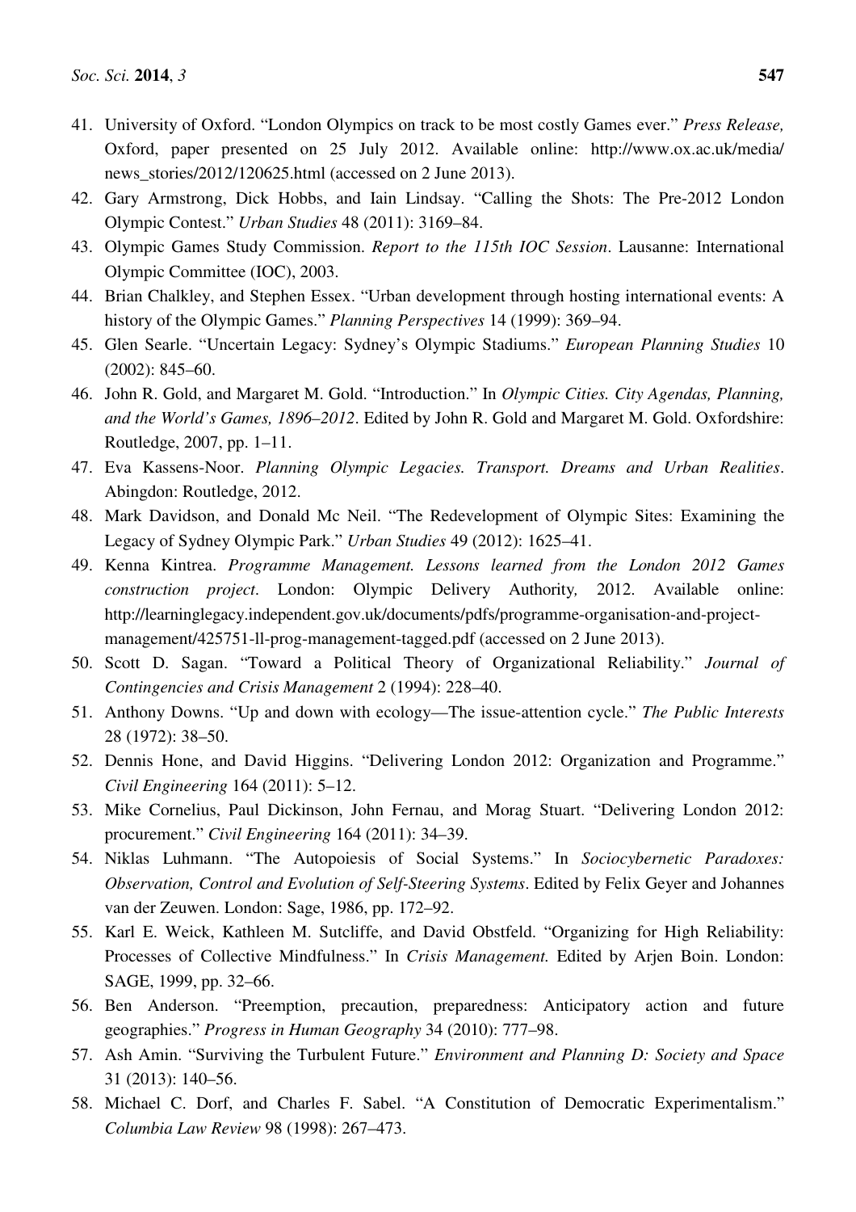41. University of Oxford. "London Olympics on track to be most costly Games ever." *Press Release,* Oxford, paper presented on 25 July 2012. Available online: http://www.ox.ac.uk/media/news_stories/2012/120625.html (accessed on 2 June 2013).
42. Gary Armstrong, Dick Hobbs, and Iain Lindsay. "Calling the Shots: The Pre-2012 London Olympic Contest." *Urban Studies* 48 (2011): 3169–84.
43. Olympic Games Study Commission. *Report to the 115th IOC Session*. Lausanne: International Olympic Committee (IOC), 2003.
44. Brian Chalkley, and Stephen Essex. "Urban development through hosting international events: A history of the Olympic Games." *Planning Perspectives* 14 (1999): 369–94.
45. Glen Searle. "Uncertain Legacy: Sydney's Olympic Stadiums." *European Planning Studies* 10 (2002): 845–60.
46. John R. Gold, and Margaret M. Gold. "Introduction." In *Olympic Cities. City Agendas, Planning, and the World's Games, 1896–2012*. Edited by John R. Gold and Margaret M. Gold. Oxfordshire: Routledge, 2007, pp. 1–11.
47. Eva Kassens-Noor. *Planning Olympic Legacies. Transport. Dreams and Urban Realities*. Abingdon: Routledge, 2012.
48. Mark Davidson, and Donald Mc Neil. "The Redevelopment of Olympic Sites: Examining the Legacy of Sydney Olympic Park." *Urban Studies* 49 (2012): 1625–41.
49. Kenna Kintrea. *Programme Management. Lessons learned from the London 2012 Games construction project*. London: Olympic Delivery Authority, 2012. Available online: http://learninglegacy.independent.gov.uk/documents/pdfs/programme-organisation-and-project-management/425751-ll-prog-management-tagged.pdf (accessed on 2 June 2013).
50. Scott D. Sagan. "Toward a Political Theory of Organizational Reliability." *Journal of Contingencies and Crisis Management* 2 (1994): 228–40.
51. Anthony Downs. "Up and down with ecology—The issue-attention cycle." *The Public Interests* 28 (1972): 38–50.
52. Dennis Hone, and David Higgins. "Delivering London 2012: Organization and Programme." *Civil Engineering* 164 (2011): 5–12.
53. Mike Cornelius, Paul Dickinson, John Fernau, and Morag Stuart. "Delivering London 2012: procurement." *Civil Engineering* 164 (2011): 34–39.
54. Niklas Luhmann. "The Autopoiesis of Social Systems." In *Sociocybernetic Paradoxes: Observation, Control and Evolution of Self-Steering Systems*. Edited by Felix Geyer and Johannes van der Zeuwen. London: Sage, 1986, pp. 172–92.
55. Karl E. Weick, Kathleen M. Sutcliffe, and David Obstfeld. "Organizing for High Reliability: Processes of Collective Mindfulness." In *Crisis Management.* Edited by Arjen Boin. London: SAGE, 1999, pp. 32–66.
56. Ben Anderson. "Preemption, precaution, preparedness: Anticipatory action and future geographies." *Progress in Human Geography* 34 (2010): 777–98.
57. Ash Amin. "Surviving the Turbulent Future." *Environment and Planning D: Society and Space* 31 (2013): 140–56.
58. Michael C. Dorf, and Charles F. Sabel. "A Constitution of Democratic Experimentalism." *Columbia Law Review* 98 (1998): 267–473.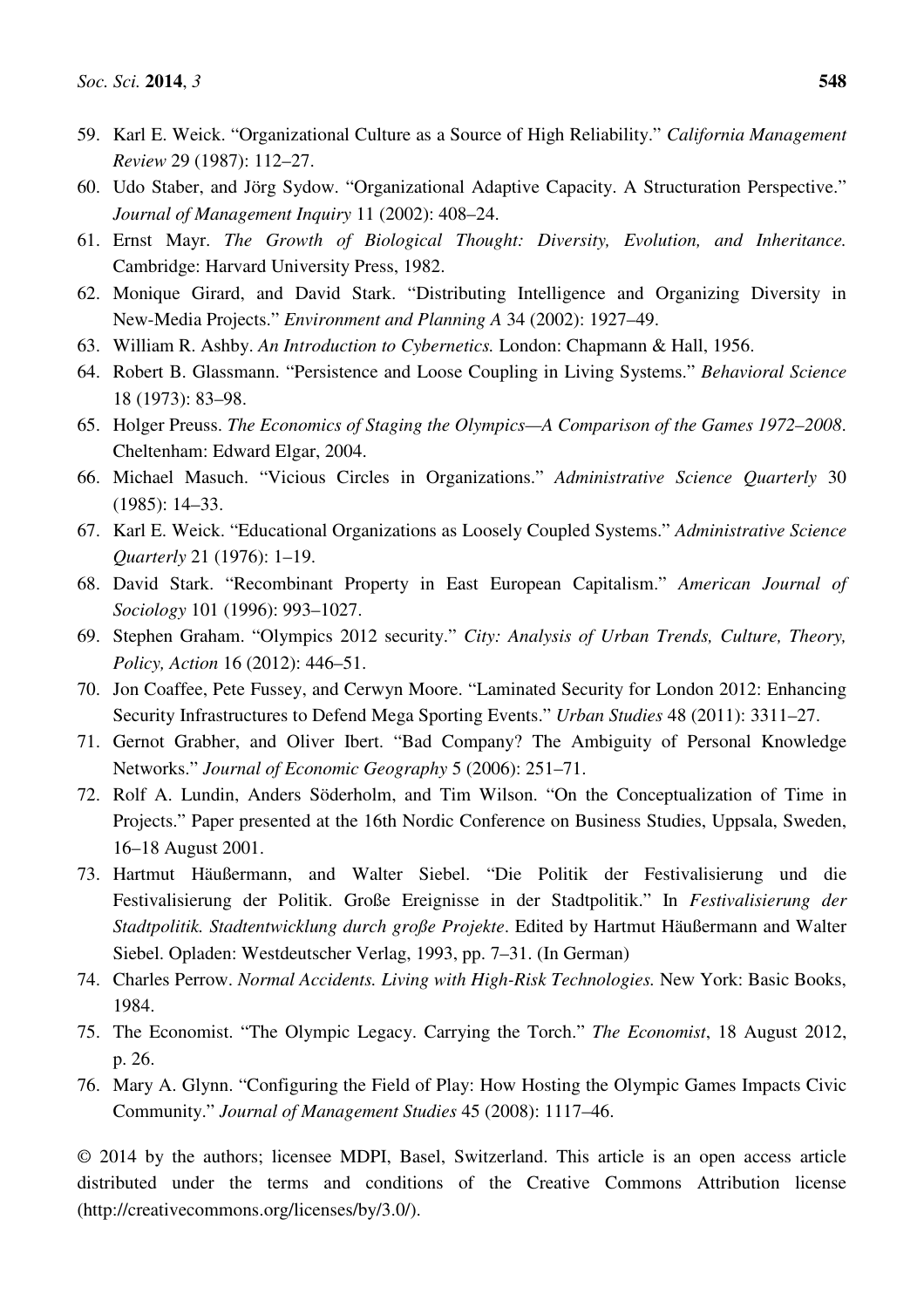59. Karl E. Weick. "Organizational Culture as a Source of High Reliability." *California Management Review* 29 (1987): 112–27.
60. Udo Staber, and Jörg Sydow. "Organizational Adaptive Capacity. A Structuration Perspective." *Journal of Management Inquiry* 11 (2002): 408–24.
61. Ernst Mayr. *The Growth of Biological Thought: Diversity, Evolution, and Inheritance.* Cambridge: Harvard University Press, 1982.
62. Monique Girard, and David Stark. "Distributing Intelligence and Organizing Diversity in New-Media Projects." *Environment and Planning A* 34 (2002): 1927–49.
63. William R. Ashby. *An Introduction to Cybernetics.* London: Chapmann & Hall, 1956.
64. Robert B. Glassmann. "Persistence and Loose Coupling in Living Systems." *Behavioral Science* 18 (1973): 83–98.
65. Holger Preuss. *The Economics of Staging the Olympics—A Comparison of the Games 1972–2008*. Cheltenham: Edward Elgar, 2004.
66. Michael Masuch. "Vicious Circles in Organizations." *Administrative Science Quarterly* 30 (1985): 14–33.
67. Karl E. Weick. "Educational Organizations as Loosely Coupled Systems." *Administrative Science Quarterly* 21 (1976): 1–19.
68. David Stark. "Recombinant Property in East European Capitalism." *American Journal of Sociology* 101 (1996): 993–1027.
69. Stephen Graham. "Olympics 2012 security." *City: Analysis of Urban Trends, Culture, Theory, Policy, Action* 16 (2012): 446–51.
70. Jon Coaffee, Pete Fussey, and Cerwyn Moore. "Laminated Security for London 2012: Enhancing Security Infrastructures to Defend Mega Sporting Events." *Urban Studies* 48 (2011): 3311–27.
71. Gernot Grabher, and Oliver Ibert. "Bad Company? The Ambiguity of Personal Knowledge Networks." *Journal of Economic Geography* 5 (2006): 251–71.
72. Rolf A. Lundin, Anders Söderholm, and Tim Wilson. "On the Conceptualization of Time in Projects." Paper presented at the 16th Nordic Conference on Business Studies, Uppsala, Sweden, 16–18 August 2001.
73. Hartmut Häußermann, and Walter Siebel. "Die Politik der Festivalisierung und die Festivalisierung der Politik. Große Ereignisse in der Stadtpolitik." In *Festivalisierung der Stadtpolitik. Stadtentwicklung durch große Projekte*. Edited by Hartmut Häußermann and Walter Siebel. Opladen: Westdeutscher Verlag, 1993, pp. 7–31. (In German)
74. Charles Perrow. *Normal Accidents. Living with High-Risk Technologies.* New York: Basic Books, 1984.
75. The Economist. "The Olympic Legacy. Carrying the Torch." *The Economist*, 18 August 2012, p. 26.
76. Mary A. Glynn. "Configuring the Field of Play: How Hosting the Olympic Games Impacts Civic Community." *Journal of Management Studies* 45 (2008): 1117–46.

© 2014 by the authors; licensee MDPI, Basel, Switzerland. This article is an open access article distributed under the terms and conditions of the Creative Commons Attribution license (http://creativecommons.org/licenses/by/3.0/).